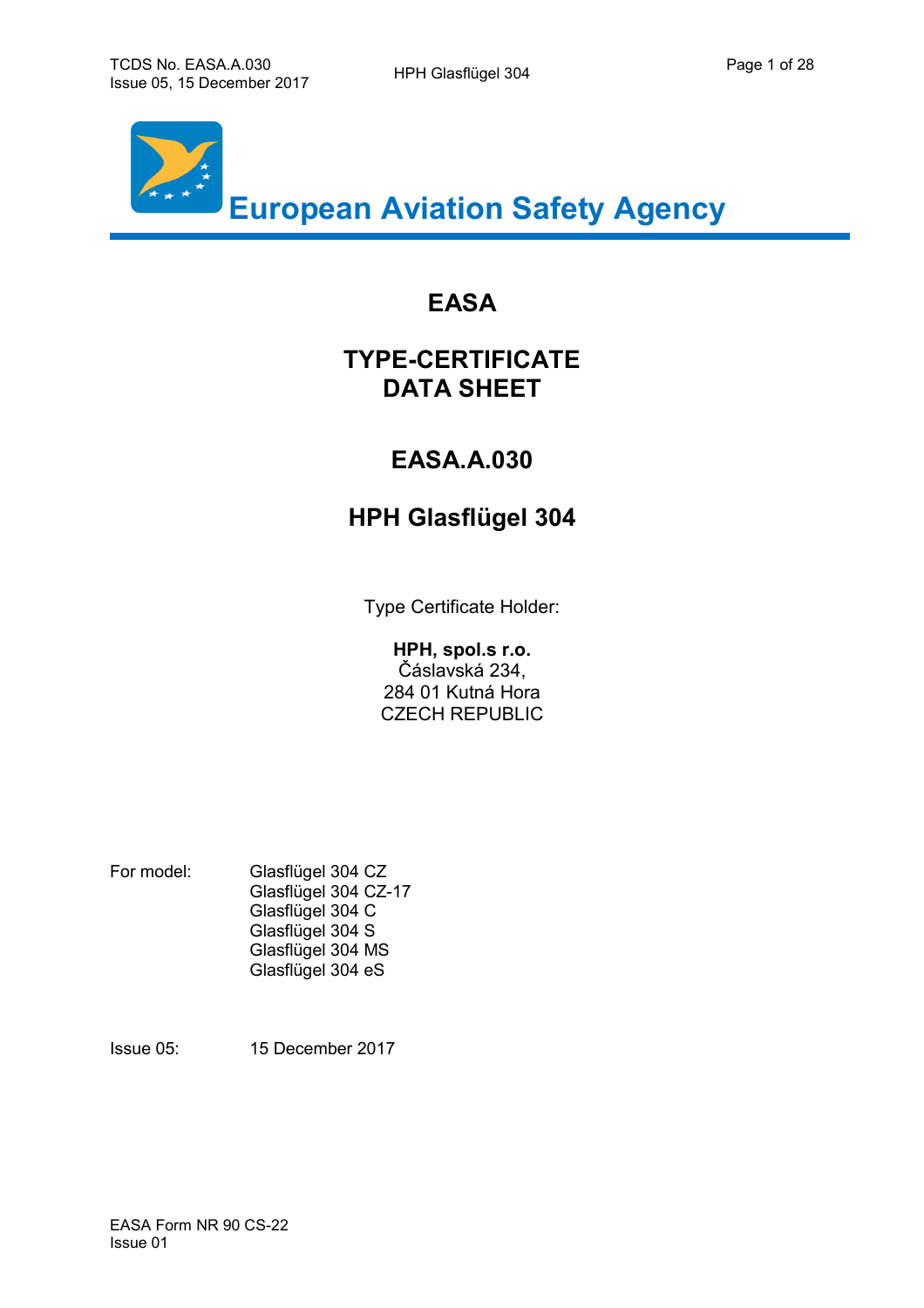# European Aviation Safety Agency

## EASA

## TYPE-CERTIFICATE DATA SHEET

## EASA.A.030

## HPH Glasflügel 304

Type Certificate Holder:

**HPH, spol.s r.o.**
Čáslavská 234,
284 01 Kutná Hora
CZECH REPUBLIC

For model:
Glasflügel 304 CZ
Glasflügel 304 CZ-17
Glasflügel 304 C
Glasflügel 304 S
Glasflügel 304 MS
Glasflügel 304 eS

Issue 05: 15 December 2017

EASA Form NR 90 CS-22
Issue 01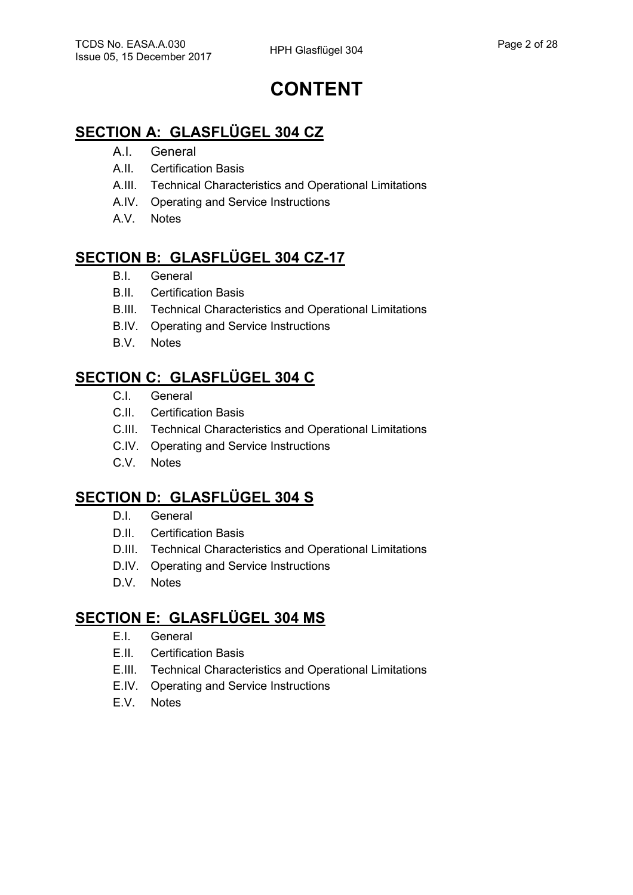# CONTENT

## SECTION A: GLASFLÜGEL 304 CZ

- A.I. General
- A.II. Certification Basis
- A.III. Technical Characteristics and Operational Limitations
- A.IV. Operating and Service Instructions
- A.V. Notes

## SECTION B: GLASFLÜGEL 304 CZ-17

- B.I. General
- B.II. Certification Basis
- B.III. Technical Characteristics and Operational Limitations
- B.IV. Operating and Service Instructions
- B.V. Notes

## SECTION C: GLASFLÜGEL 304 C

- C.I. General
- C.II. Certification Basis
- C.III. Technical Characteristics and Operational Limitations
- C.IV. Operating and Service Instructions
- C.V. Notes

## SECTION D: GLASFLÜGEL 304 S

- D.I. General
- D.II. Certification Basis
- D.III. Technical Characteristics and Operational Limitations
- D.IV. Operating and Service Instructions
- D.V. Notes

## SECTION E: GLASFLÜGEL 304 MS

- E.I. General
- E.II. Certification Basis
- E.III. Technical Characteristics and Operational Limitations
- E.IV. Operating and Service Instructions
- E.V. Notes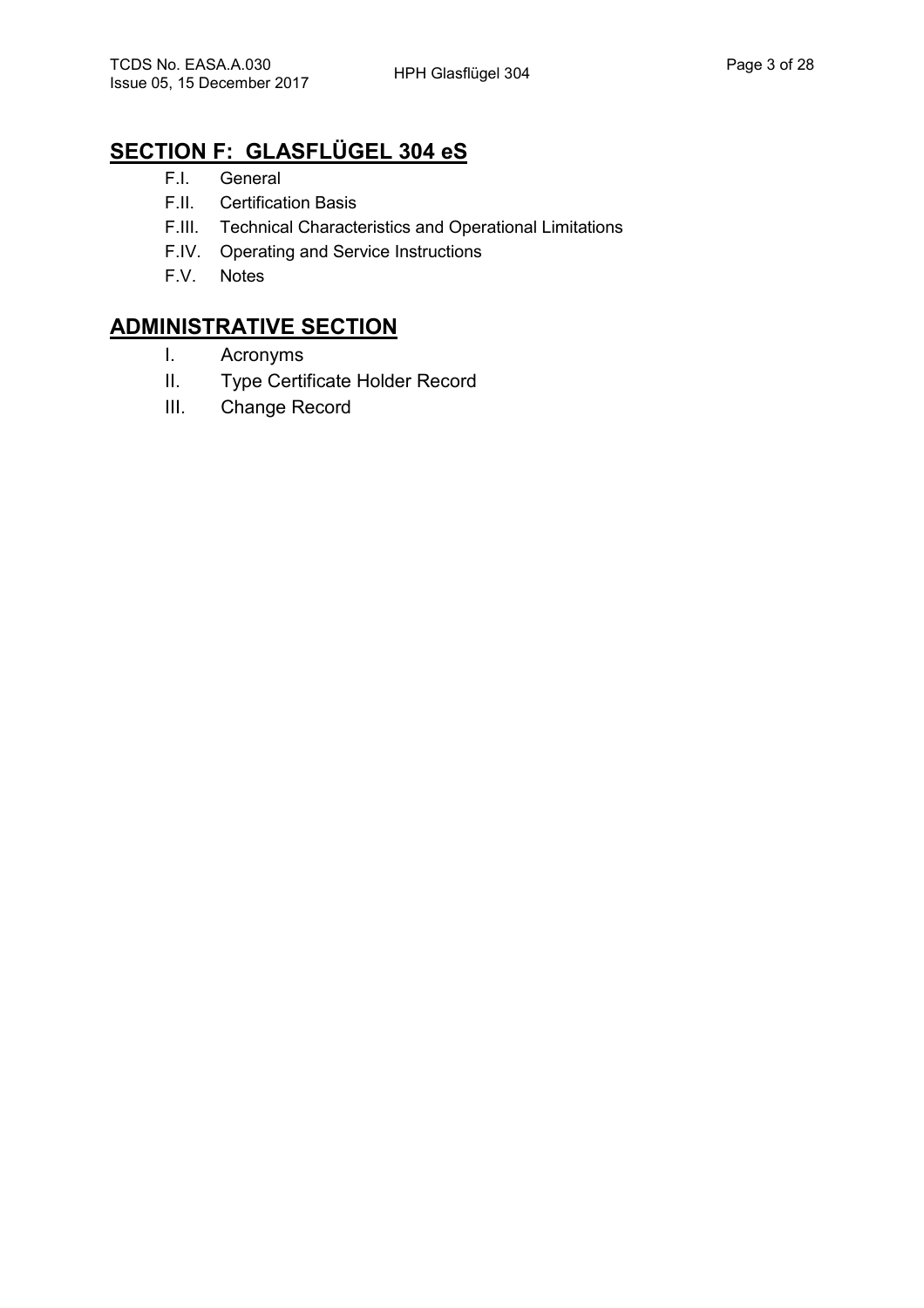## SECTION F: GLASFLÜGEL 304 eS

- F.I. General
- F.II. Certification Basis
- F.III. Technical Characteristics and Operational Limitations
- F.IV. Operating and Service Instructions
- F.V. Notes

## ADMINISTRATIVE SECTION

- I. Acronyms
- II. Type Certificate Holder Record
- III. Change Record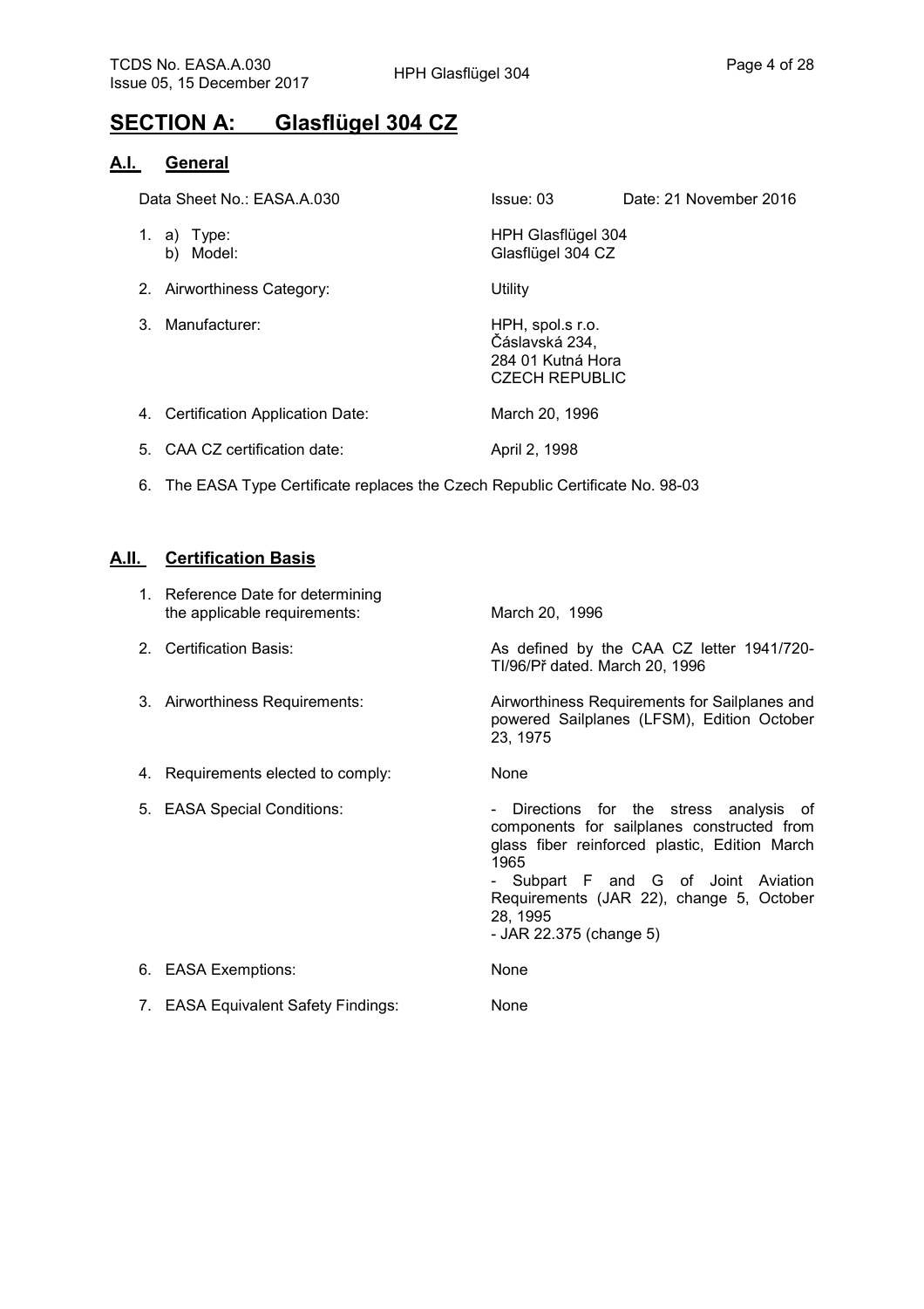# SECTION A: Glasflügel 304 CZ

## A.I. General

Data Sheet No.: EASA.A.030 — Issue: 03 — Date: 21 November 2016

| | |
|---|---|
| 1. a) Type: | HPH Glasflügel 304 |
| b) Model: | Glasflügel 304 CZ |
| 2. Airworthiness Category: | Utility |
| 3. Manufacturer: | HPH, spol.s r.o.<br>Čáslavská 234,<br>284 01 Kutná Hora<br>CZECH REPUBLIC |
| 4. Certification Application Date: | March 20, 1996 |
| 5. CAA CZ certification date: | April 2, 1998 |

6. The EASA Type Certificate replaces the Czech Republic Certificate No. 98-03

## A.II. Certification Basis

| | |
|---|---|
| 1. Reference Date for determining the applicable requirements: | March 20, 1996 |
| 2. Certification Basis: | As defined by the CAA CZ letter 1941/720-TI/96/Př dated. March 20, 1996 |
| 3. Airworthiness Requirements: | Airworthiness Requirements for Sailplanes and powered Sailplanes (LFSM), Edition October 23, 1975 |
| 4. Requirements elected to comply: | None |
| 5. EASA Special Conditions: | - Directions for the stress analysis of components for sailplanes constructed from glass fiber reinforced plastic, Edition March 1965<br>- Subpart F and G of Joint Aviation Requirements (JAR 22), change 5, October 28, 1995<br>- JAR 22.375 (change 5) |
| 6. EASA Exemptions: | None |
| 7. EASA Equivalent Safety Findings: | None |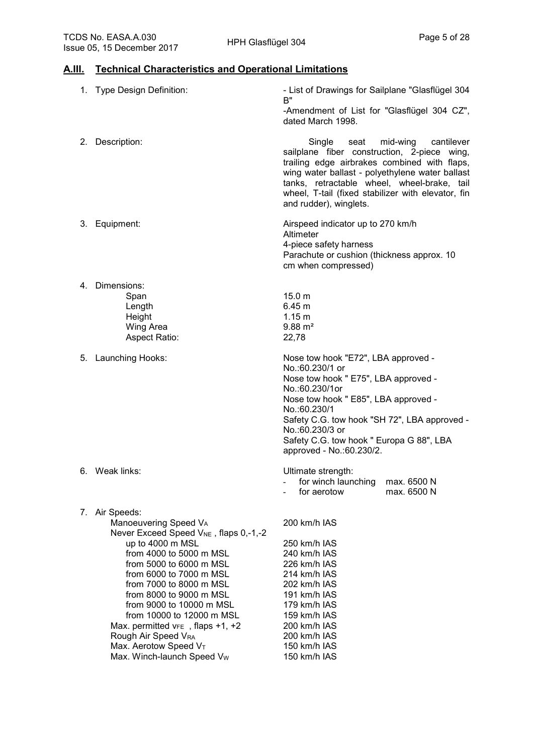## A.III. Technical Characteristics and Operational Limitations

1. Type Design Definition:

   - List of Drawings for Sailplane "Glasflügel 304 B"
   - Amendment of List for "Glasflügel 304 CZ", dated March 1998.

2. Description:

   Single seat mid-wing cantilever sailplane fiber construction, 2-piece wing, trailing edge airbrakes combined with flaps, wing water ballast - polyethylene water ballast tanks, retractable wheel, wheel-brake, tail wheel, T-tail (fixed stabilizer with elevator, fin and rudder), winglets.

3. Equipment:

   Airspeed indicator up to 270 km/h
   Altimeter
   4-piece safety harness
   Parachute or cushion (thickness approx. 10 cm when compressed)

4. Dimensions:

| | |
|---|---|
| Span | 15.0 m |
| Length | 6.45 m |
| Height | 1.15 m |
| Wing Area | 9.88 m² |
| Aspect Ratio: | 22,78 |

5. Launching Hooks:

   Nose tow hook "E72", LBA approved - No.:60.230/1 or
   Nose tow hook " E75", LBA approved - No.:60.230/1or
   Nose tow hook " E85", LBA approved - No.:60.230/1
   Safety C.G. tow hook "SH 72", LBA approved - No.:60.230/3 or
   Safety C.G. tow hook " Europa G 88", LBA approved - No.:60.230/2.

6. Weak links:

   Ultimate strength:
   - for winch launching max. 6500 N
   - for aerotow max. 6500 N

7. Air Speeds:

| | |
|---|---|
| Manoeuvering Speed $V_A$ | 200 km/h IAS |
| Never Exceed Speed $V_{NE}$ , flaps 0,-1,-2 | |
| up to 4000 m MSL | 250 km/h IAS |
| from 4000 to 5000 m MSL | 240 km/h IAS |
| from 5000 to 6000 m MSL | 226 km/h IAS |
| from 6000 to 7000 m MSL | 214 km/h IAS |
| from 7000 to 8000 m MSL | 202 km/h IAS |
| from 8000 to 9000 m MSL | 191 km/h IAS |
| from 9000 to 10000 m MSL | 179 km/h IAS |
| from 10000 to 12000 m MSL | 159 km/h IAS |
| Max. permitted $v_{FE}$ , flaps +1, +2 | 200 km/h IAS |
| Rough Air Speed $V_{RA}$ | 200 km/h IAS |
| Max. Aerotow Speed $V_T$ | 150 km/h IAS |
| Max. Winch-launch Speed $V_W$ | 150 km/h IAS |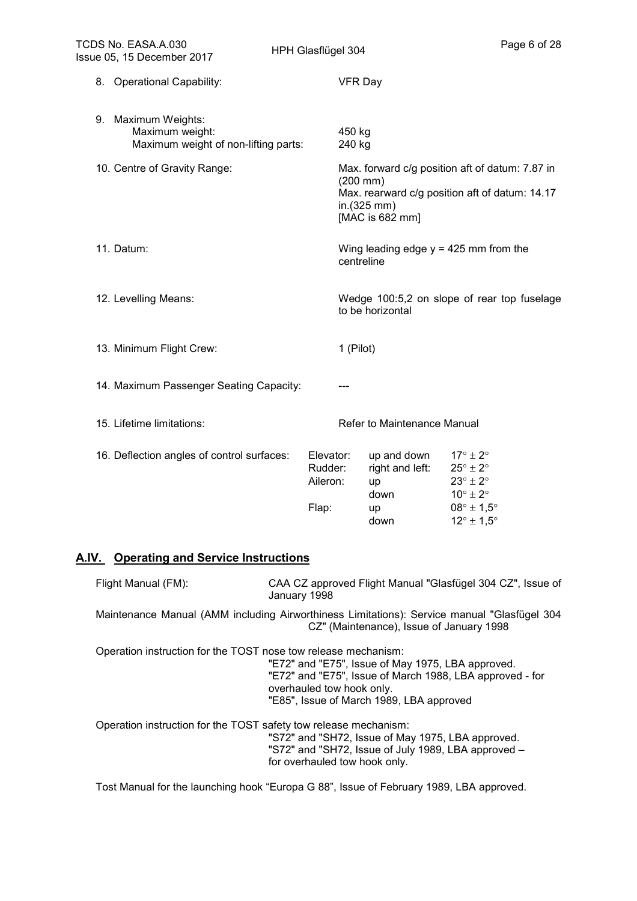8. Operational Capability: VFR Day

9. Maximum Weights:
   Maximum weight: 450 kg
   Maximum weight of non-lifting parts: 240 kg

10. Centre of Gravity Range: Max. forward c/g position aft of datum: 7.87 in (200 mm)
    Max. rearward c/g position aft of datum: 14.17 in.(325 mm)
    [MAC is 682 mm]

11. Datum: Wing leading edge y = 425 mm from the centreline

12. Levelling Means: Wedge 100:5,2 on slope of rear top fuselage to be horizontal

13. Minimum Flight Crew: 1 (Pilot)

14. Maximum Passenger Seating Capacity: ---

15. Lifetime limitations: Refer to Maintenance Manual

16. Deflection angles of control surfaces:

| Surface | Direction | Angle |
|---|---|---|
| Elevator: | up and down | 17° ± 2° |
| Rudder: | right and left: | 25° ± 2° |
| Aileron: | up | 23° ± 2° |
| | down | 10° ± 2° |
| Flap: | up | 08° ± 1,5° |
| | down | 12° ± 1,5° |

## A.IV. Operating and Service Instructions

Flight Manual (FM): CAA CZ approved Flight Manual "Glasfügel 304 CZ", Issue of January 1998

Maintenance Manual (AMM including Airworthiness Limitations): Service manual "Glasfügel 304 CZ" (Maintenance), Issue of January 1998

Operation instruction for the TOST nose tow release mechanism:
"E72" and "E75", Issue of May 1975, LBA approved.
"E72" and "E75", Issue of March 1988, LBA approved - for overhauled tow hook only.
"E85", Issue of March 1989, LBA approved

Operation instruction for the TOST safety tow release mechanism:
"S72" and "SH72, Issue of May 1975, LBA approved.
"S72" and "SH72, Issue of July 1989, LBA approved – for overhauled tow hook only.

Tost Manual for the launching hook "Europa G 88", Issue of February 1989, LBA approved.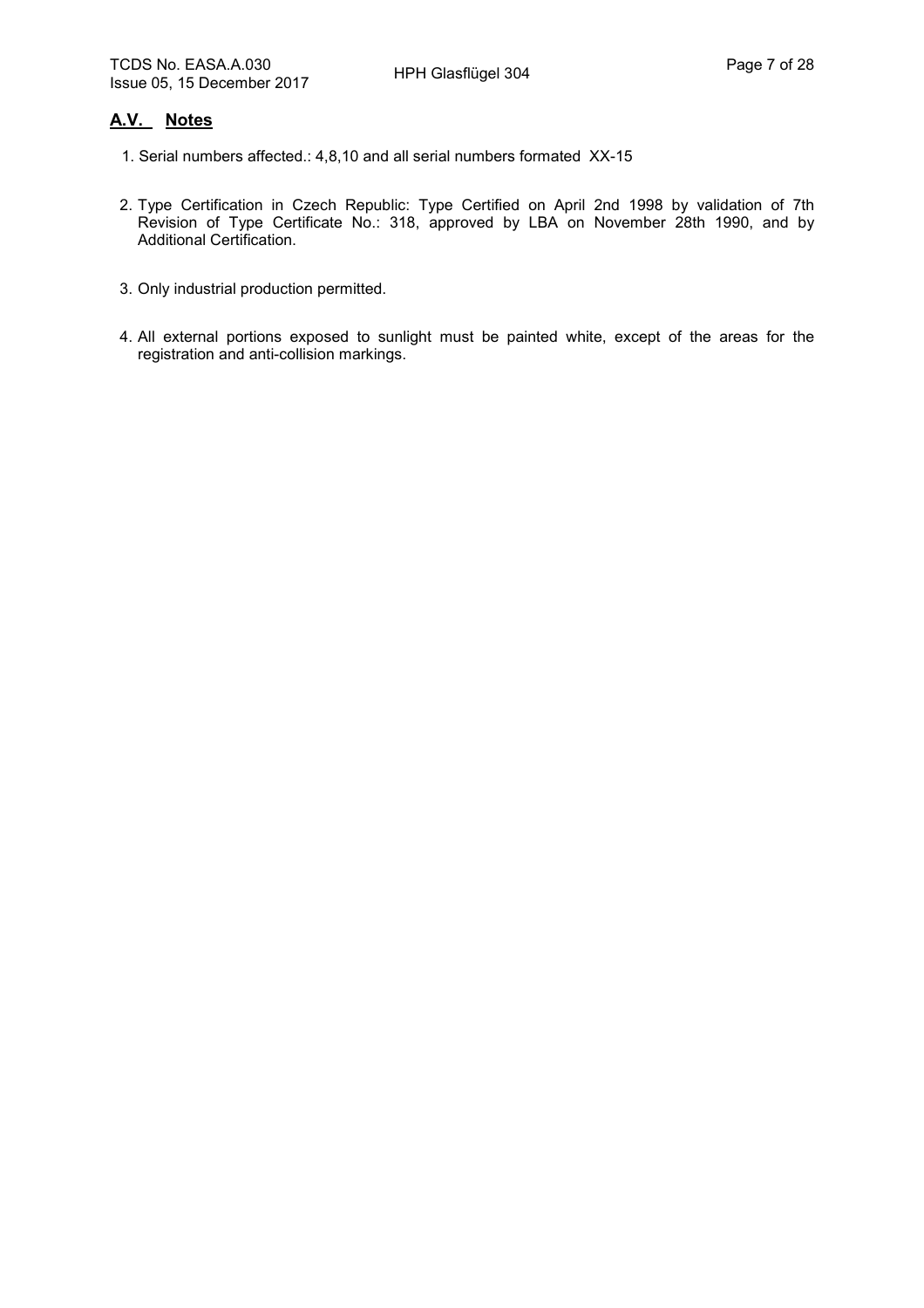## A.V. Notes

1. Serial numbers affected.: 4,8,10 and all serial numbers formated XX-15

2. Type Certification in Czech Republic: Type Certified on April 2nd 1998 by validation of 7th Revision of Type Certificate No.: 318, approved by LBA on November 28th 1990, and by Additional Certification.

3. Only industrial production permitted.

4. All external portions exposed to sunlight must be painted white, except of the areas for the registration and anti-collision markings.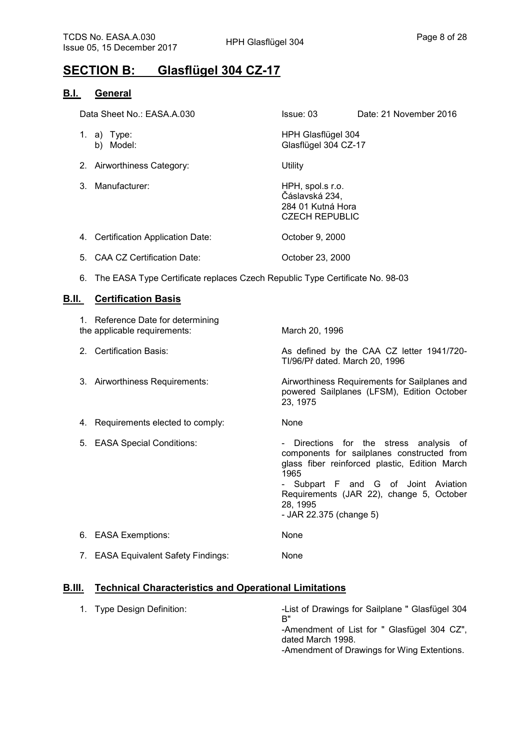# SECTION B: Glasflügel 304 CZ-17

## B.I. General

Data Sheet No.: EASA.A.030 | Issue: 03 | Date: 21 November 2016

| | |
|---|---|
| 1. a) Type: | HPH Glasflügel 304 |
| b) Model: | Glasflügel 304 CZ-17 |
| 2. Airworthiness Category: | Utility |
| 3. Manufacturer: | HPH, spol.s r.o.<br>Čáslavská 234,<br>284 01 Kutná Hora<br>CZECH REPUBLIC |
| 4. Certification Application Date: | October 9, 2000 |
| 5. CAA CZ Certification Date: | October 23, 2000 |

6. The EASA Type Certificate replaces Czech Republic Type Certificate No. 98-03

## B.II. Certification Basis

| | |
|---|---|
| 1. Reference Date for determining the applicable requirements: | March 20, 1996 |
| 2. Certification Basis: | As defined by the CAA CZ letter 1941/720-TI/96/Př dated. March 20, 1996 |
| 3. Airworthiness Requirements: | Airworthiness Requirements for Sailplanes and powered Sailplanes (LFSM), Edition October 23, 1975 |
| 4. Requirements elected to comply: | None |
| 5. EASA Special Conditions: | - Directions for the stress analysis of components for sailplanes constructed from glass fiber reinforced plastic, Edition March 1965<br>- Subpart F and G of Joint Aviation Requirements (JAR 22), change 5, October 28, 1995<br>- JAR 22.375 (change 5) |
| 6. EASA Exemptions: | None |
| 7. EASA Equivalent Safety Findings: | None |

## B.III. Technical Characteristics and Operational Limitations

| | |
|---|---|
| 1. Type Design Definition: | -List of Drawings for Sailplane " Glasfügel 304 B"<br>-Amendment of List for " Glasfügel 304 CZ", dated March 1998.<br>-Amendment of Drawings for Wing Extentions. |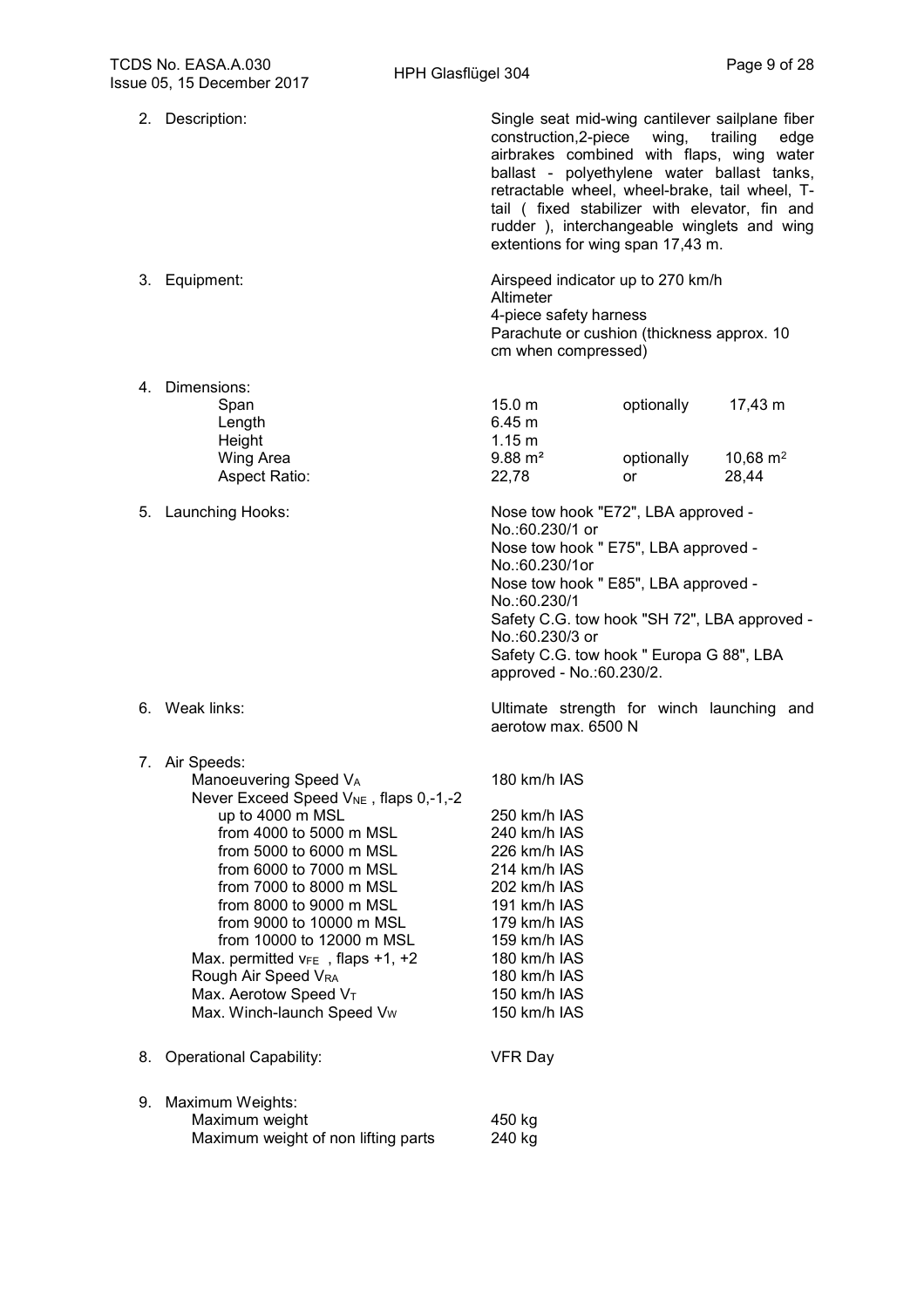2. Description:

Single seat mid-wing cantilever sailplane fiber construction,2-piece wing, trailing edge airbrakes combined with flaps, wing water ballast - polyethylene water ballast tanks, retractable wheel, wheel-brake, tail wheel, T-tail ( fixed stabilizer with elevator, fin and rudder ), interchangeable winglets and wing extentions for wing span 17,43 m.

3. Equipment:

Airspeed indicator up to 270 km/h
Altimeter
4-piece safety harness
Parachute or cushion (thickness approx. 10 cm when compressed)

4. Dimensions:

| | | | |
|---|---|---|---|
| Span | 15.0 m | optionally | 17,43 m |
| Length | 6.45 m | | |
| Height | 1.15 m | | |
| Wing Area | 9.88 m² | optionally | 10,68 m² |
| Aspect Ratio: | 22,78 | or | 28,44 |

5. Launching Hooks:

Nose tow hook "E72", LBA approved - No.:60.230/1 or
Nose tow hook " E75", LBA approved - No.:60.230/1or
Nose tow hook " E85", LBA approved - No.:60.230/1
Safety C.G. tow hook "SH 72", LBA approved - No.:60.230/3 or
Safety C.G. tow hook " Europa G 88", LBA approved - No.:60.230/2.

6. Weak links:

Ultimate strength for winch launching and aerotow max. 6500 N

7. Air Speeds:

| | |
|---|---|
| Manoeuvering Speed $V_A$ | 180 km/h IAS |
| Never Exceed Speed $V_{NE}$ , flaps 0,-1,-2 | |
| up to 4000 m MSL | 250 km/h IAS |
| from 4000 to 5000 m MSL | 240 km/h IAS |
| from 5000 to 6000 m MSL | 226 km/h IAS |
| from 6000 to 7000 m MSL | 214 km/h IAS |
| from 7000 to 8000 m MSL | 202 km/h IAS |
| from 8000 to 9000 m MSL | 191 km/h IAS |
| from 9000 to 10000 m MSL | 179 km/h IAS |
| from 10000 to 12000 m MSL | 159 km/h IAS |
| Max. permitted $v_{FE}$ , flaps +1, +2 | 180 km/h IAS |
| Rough Air Speed $V_{RA}$ | 180 km/h IAS |
| Max. Aerotow Speed $V_T$ | 150 km/h IAS |
| Max. Winch-launch Speed $V_W$ | 150 km/h IAS |

8. Operational Capability: VFR Day

9. Maximum Weights:

| | |
|---|---|
| Maximum weight | 450 kg |
| Maximum weight of non lifting parts | 240 kg |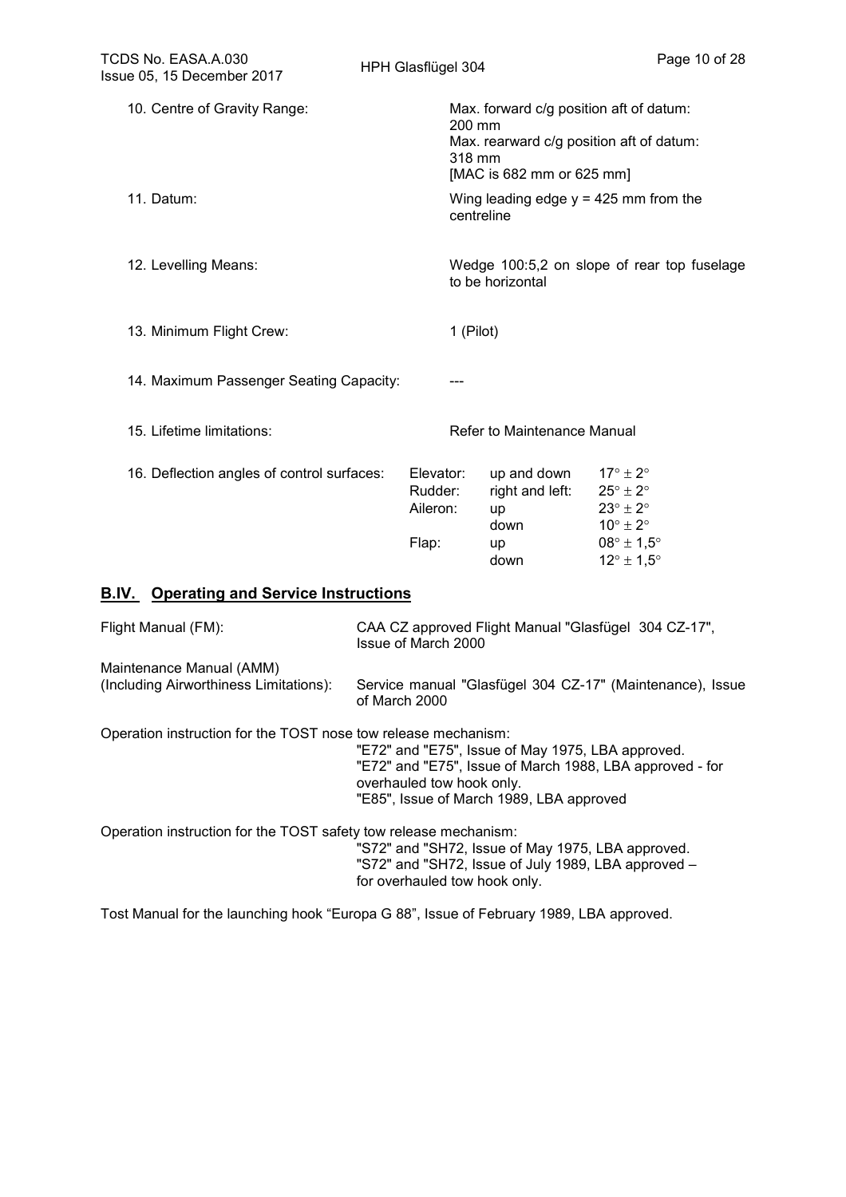10. Centre of Gravity Range: Max. forward c/g position aft of datum: 200 mm
Max. rearward c/g position aft of datum: 318 mm
[MAC is 682 mm or 625 mm]

11. Datum: Wing leading edge y = 425 mm from the centreline

12. Levelling Means: Wedge 100:5,2 on slope of rear top fuselage to be horizontal

13. Minimum Flight Crew: 1 (Pilot)

14. Maximum Passenger Seating Capacity: ---

15. Lifetime limitations: Refer to Maintenance Manual

16. Deflection angles of control surfaces:

| | | |
|---|---|---|
| Elevator: | up and down | $17° \pm 2°$ |
| Rudder: | right and left: | $25° \pm 2°$ |
| Aileron: | up | $23° \pm 2°$ |
| | down | $10° \pm 2°$ |
| Flap: | up | $08° \pm 1{,}5°$ |
| | down | $12° \pm 1{,}5°$ |

## B.IV. Operating and Service Instructions

Flight Manual (FM): CAA CZ approved Flight Manual "Glasfügel 304 CZ-17", Issue of March 2000

Maintenance Manual (AMM) (Including Airworthiness Limitations): Service manual "Glasfügel 304 CZ-17" (Maintenance), Issue of March 2000

Operation instruction for the TOST nose tow release mechanism:
"E72" and "E75", Issue of May 1975, LBA approved.
"E72" and "E75", Issue of March 1988, LBA approved - for overhauled tow hook only.
"E85", Issue of March 1989, LBA approved

Operation instruction for the TOST safety tow release mechanism:
"S72" and "SH72, Issue of May 1975, LBA approved.
"S72" and "SH72, Issue of July 1989, LBA approved – for overhauled tow hook only.

Tost Manual for the launching hook "Europa G 88", Issue of February 1989, LBA approved.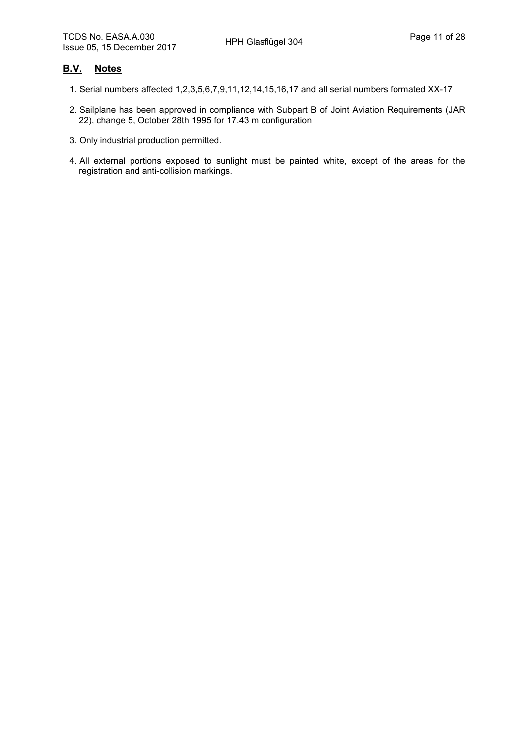## B.V. Notes

1. Serial numbers affected 1,2,3,5,6,7,9,11,12,14,15,16,17 and all serial numbers formated XX-17
2. Sailplane has been approved in compliance with Subpart B of Joint Aviation Requirements (JAR 22), change 5, October 28th 1995 for 17.43 m configuration
3. Only industrial production permitted.
4. All external portions exposed to sunlight must be painted white, except of the areas for the registration and anti-collision markings.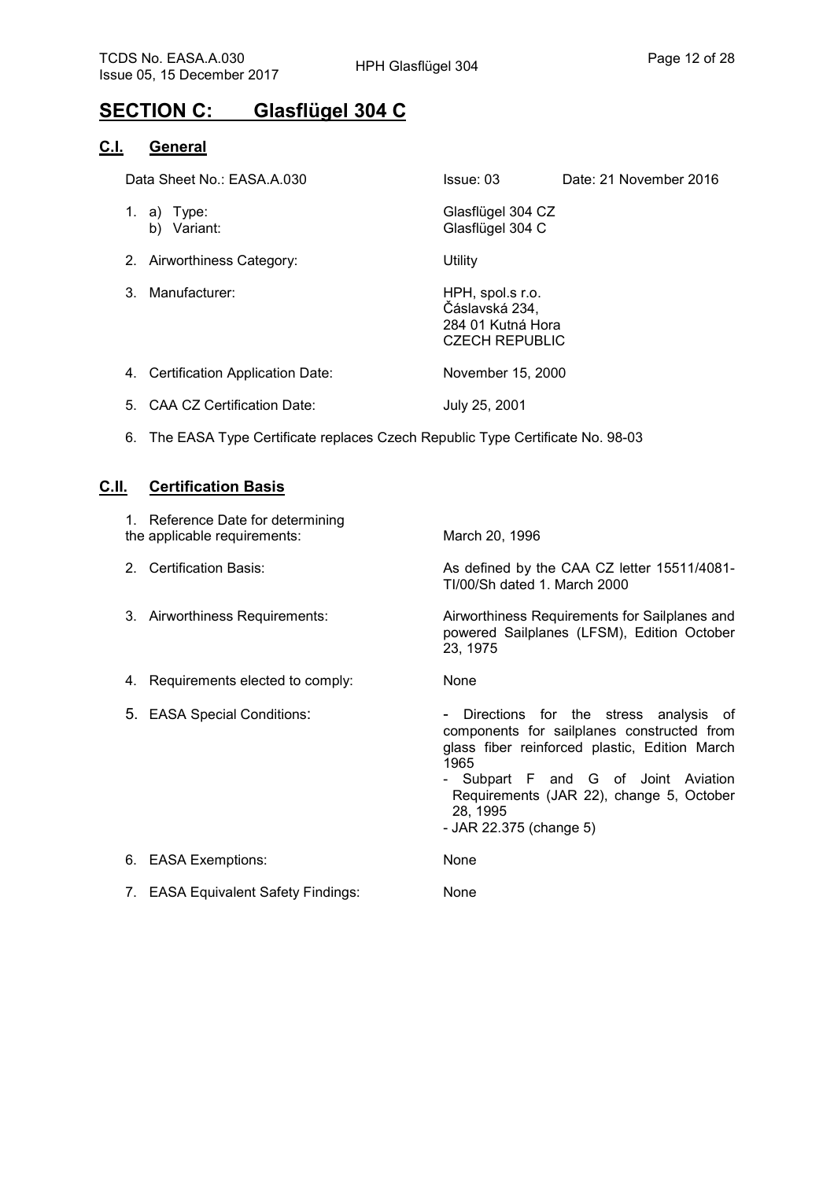## SECTION C: Glasflügel 304 C

### C.I. General

| | |
|---|---|
| Data Sheet No.: EASA.A.030 | Issue: 03 Date: 21 November 2016 |
| 1. a) Type: | Glasflügel 304 CZ |
| b) Variant: | Glasflügel 304 C |
| 2. Airworthiness Category: | Utility |
| 3. Manufacturer: | HPH, spol.s r.o.<br>Čáslavská 234,<br>284 01 Kutná Hora<br>CZECH REPUBLIC |
| 4. Certification Application Date: | November 15, 2000 |
| 5. CAA CZ Certification Date: | July 25, 2001 |

6. The EASA Type Certificate replaces Czech Republic Type Certificate No. 98-03

### C.II. Certification Basis

| | |
|---|---|
| 1. Reference Date for determining the applicable requirements: | March 20, 1996 |
| 2. Certification Basis: | As defined by the CAA CZ letter 15511/4081-TI/00/Sh dated 1. March 2000 |
| 3. Airworthiness Requirements: | Airworthiness Requirements for Sailplanes and powered Sailplanes (LFSM), Edition October 23, 1975 |
| 4. Requirements elected to comply: | None |
| 5. EASA Special Conditions: | - Directions for the stress analysis of components for sailplanes constructed from glass fiber reinforced plastic, Edition March 1965<br>- Subpart F and G of Joint Aviation Requirements (JAR 22), change 5, October 28, 1995<br>- JAR 22.375 (change 5) |
| 6. EASA Exemptions: | None |
| 7. EASA Equivalent Safety Findings: | None |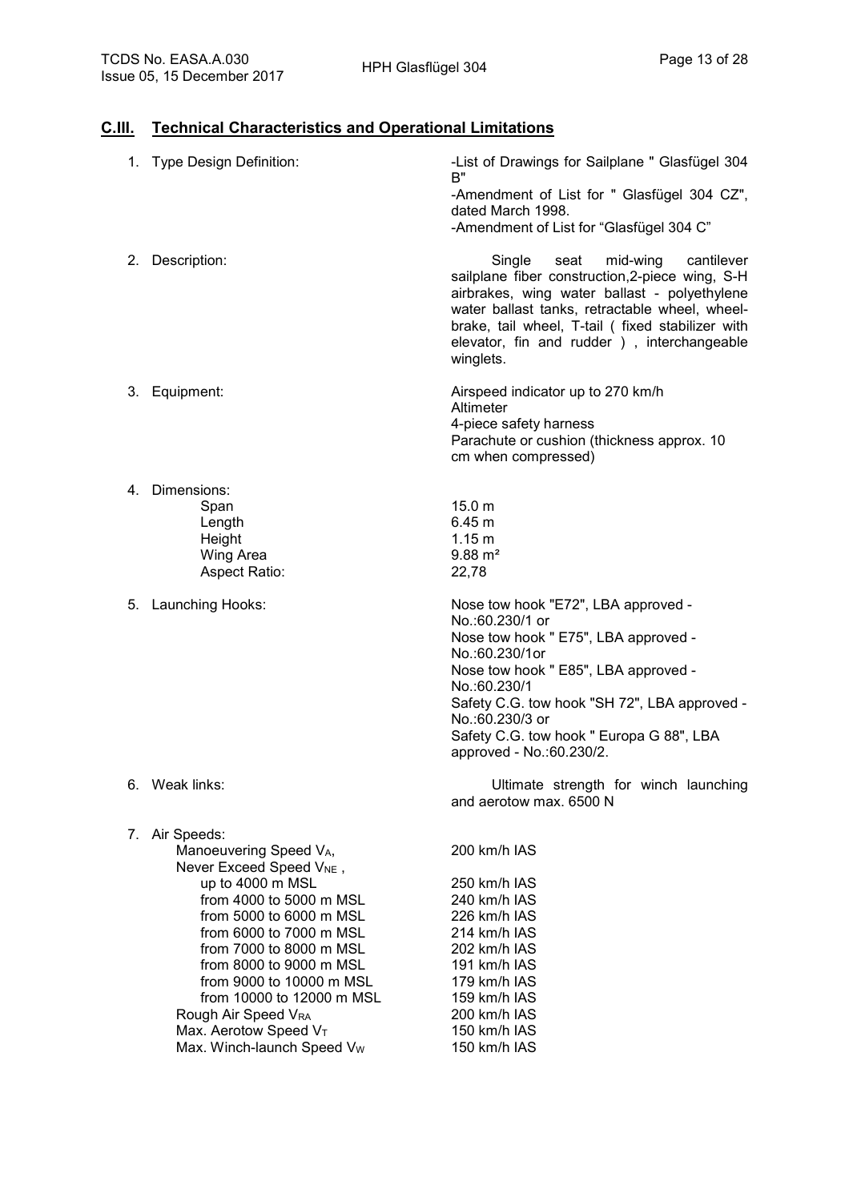## C.III. Technical Characteristics and Operational Limitations

1. Type Design Definition:
   - -List of Drawings for Sailplane " Glasfügel 304 B"
   - -Amendment of List for " Glasfügel 304 CZ", dated March 1998.
   - -Amendment of List for "Glasfügel 304 C"

2. Description: Single seat mid-wing cantilever sailplane fiber construction,2-piece wing, S-H airbrakes, wing water ballast - polyethylene water ballast tanks, retractable wheel, wheel-brake, tail wheel, T-tail ( fixed stabilizer with elevator, fin and rudder ) , interchangeable winglets.

3. Equipment:
   Airspeed indicator up to 270 km/h
   Altimeter
   4-piece safety harness
   Parachute or cushion (thickness approx. 10 cm when compressed)

4. Dimensions:

| | |
|---|---|
| Span | 15.0 m |
| Length | 6.45 m |
| Height | 1.15 m |
| Wing Area | 9.88 m² |
| Aspect Ratio: | 22,78 |

5. Launching Hooks:
   Nose tow hook "E72", LBA approved - No.:60.230/1 or
   Nose tow hook " E75", LBA approved - No.:60.230/1or
   Nose tow hook " E85", LBA approved - No.:60.230/1
   Safety C.G. tow hook "SH 72", LBA approved - No.:60.230/3 or
   Safety C.G. tow hook " Europa G 88", LBA approved - No.:60.230/2.

6. Weak links: Ultimate strength for winch launching and aerotow max. 6500 N

7. Air Speeds:

| | |
|---|---|
| Manoeuvering Speed $V_A$, | 200 km/h IAS |
| Never Exceed Speed $V_{NE}$ , | |
| up to 4000 m MSL | 250 km/h IAS |
| from 4000 to 5000 m MSL | 240 km/h IAS |
| from 5000 to 6000 m MSL | 226 km/h IAS |
| from 6000 to 7000 m MSL | 214 km/h IAS |
| from 7000 to 8000 m MSL | 202 km/h IAS |
| from 8000 to 9000 m MSL | 191 km/h IAS |
| from 9000 to 10000 m MSL | 179 km/h IAS |
| from 10000 to 12000 m MSL | 159 km/h IAS |
| Rough Air Speed $V_{RA}$ | 200 km/h IAS |
| Max. Aerotow Speed $V_T$ | 150 km/h IAS |
| Max. Winch-launch Speed $V_W$ | 150 km/h IAS |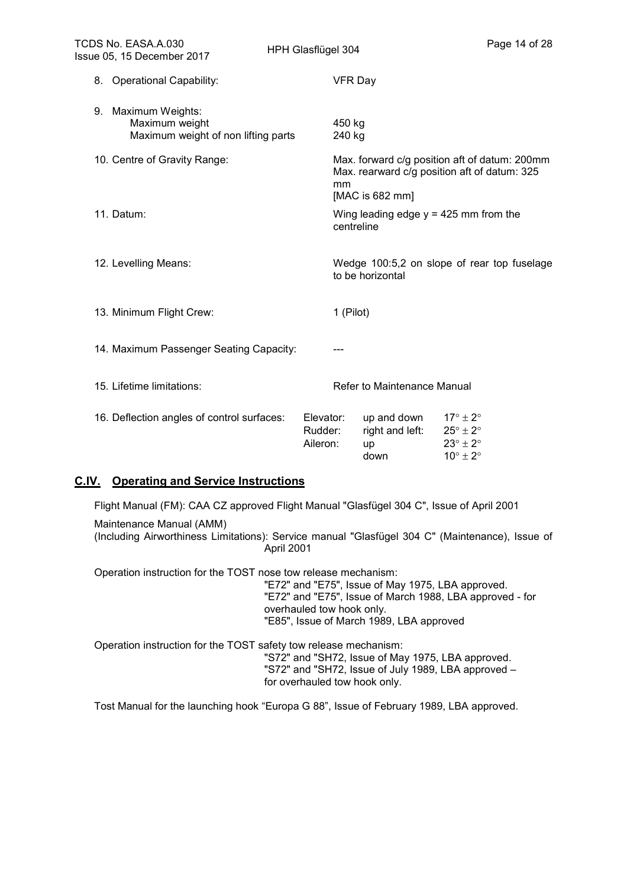8. Operational Capability: VFR Day

9. Maximum Weights:
   Maximum weight 450 kg
   Maximum weight of non lifting parts 240 kg

10. Centre of Gravity Range: Max. forward c/g position aft of datum: 200mm
    Max. rearward c/g position aft of datum: 325 mm
    [MAC is 682 mm]

11. Datum: Wing leading edge y = 425 mm from the centreline

12. Levelling Means: Wedge 100:5,2 on slope of rear top fuselage to be horizontal

13. Minimum Flight Crew: 1 (Pilot)

14. Maximum Passenger Seating Capacity: ---

15. Lifetime limitations: Refer to Maintenance Manual

16. Deflection angles of control surfaces:

| | | |
|---|---|---|
| Elevator: | up and down | $17° \pm 2°$ |
| Rudder: | right and left: | $25° \pm 2°$ |
| Aileron: | up | $23° \pm 2°$ |
| | down | $10° \pm 2°$ |

## C.IV. Operating and Service Instructions

Flight Manual (FM): CAA CZ approved Flight Manual "Glasfügel 304 C", Issue of April 2001

Maintenance Manual (AMM)
(Including Airworthiness Limitations): Service manual "Glasfügel 304 C" (Maintenance), Issue of April 2001

Operation instruction for the TOST nose tow release mechanism:
"E72" and "E75", Issue of May 1975, LBA approved.
"E72" and "E75", Issue of March 1988, LBA approved - for overhauled tow hook only.
"E85", Issue of March 1989, LBA approved

Operation instruction for the TOST safety tow release mechanism:
"S72" and "SH72, Issue of May 1975, LBA approved.
"S72" and "SH72, Issue of July 1989, LBA approved – for overhauled tow hook only.

Tost Manual for the launching hook “Europa G 88”, Issue of February 1989, LBA approved.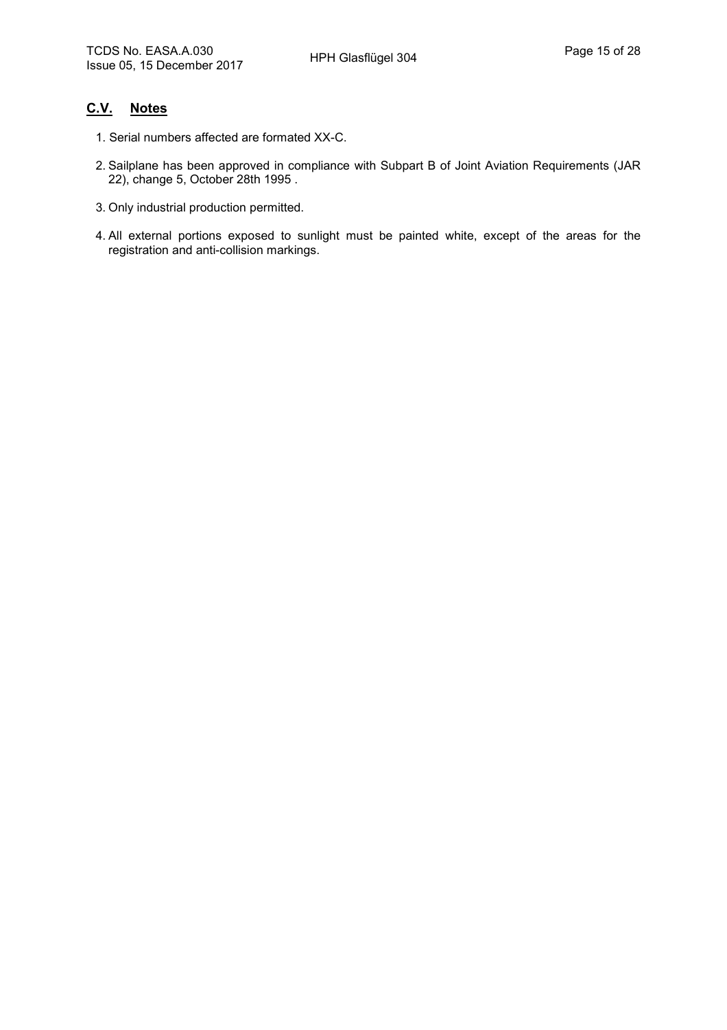## C.V. Notes

1. Serial numbers affected are formated XX-C.
2. Sailplane has been approved in compliance with Subpart B of Joint Aviation Requirements (JAR 22), change 5, October 28th 1995 .
3. Only industrial production permitted.
4. All external portions exposed to sunlight must be painted white, except of the areas for the registration and anti-collision markings.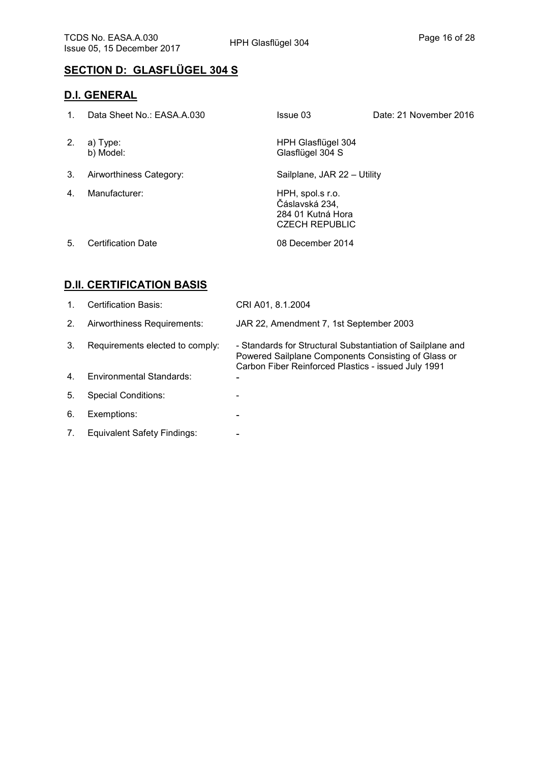## SECTION D: GLASFLÜGEL 304 S

### D.I. GENERAL

| | | | |
|---|---|---|---|
| 1. | Data Sheet No.: EASA.A.030 | Issue 03 | Date: 21 November 2016 |
| 2. | a) Type:<br>b) Model: | HPH Glasflügel 304<br>Glasflügel 304 S | |
| 3. | Airworthiness Category: | Sailplane, JAR 22 – Utility | |
| 4. | Manufacturer: | HPH, spol.s r.o.<br>Čáslavská 234,<br>284 01 Kutná Hora<br>CZECH REPUBLIC | |
| 5. | Certification Date | 08 December 2014 | |

### D.II. CERTIFICATION BASIS

| | | |
|---|---|---|
| 1. | Certification Basis: | CRI A01, 8.1.2004 |
| 2. | Airworthiness Requirements: | JAR 22, Amendment 7, 1st September 2003 |
| 3. | Requirements elected to comply: | - Standards for Structural Substantiation of Sailplane and Powered Sailplane Components Consisting of Glass or Carbon Fiber Reinforced Plastics - issued July 1991 |
| 4. | Environmental Standards: | - |
| 5. | Special Conditions: | - |
| 6. | Exemptions: | - |
| 7. | Equivalent Safety Findings: | - |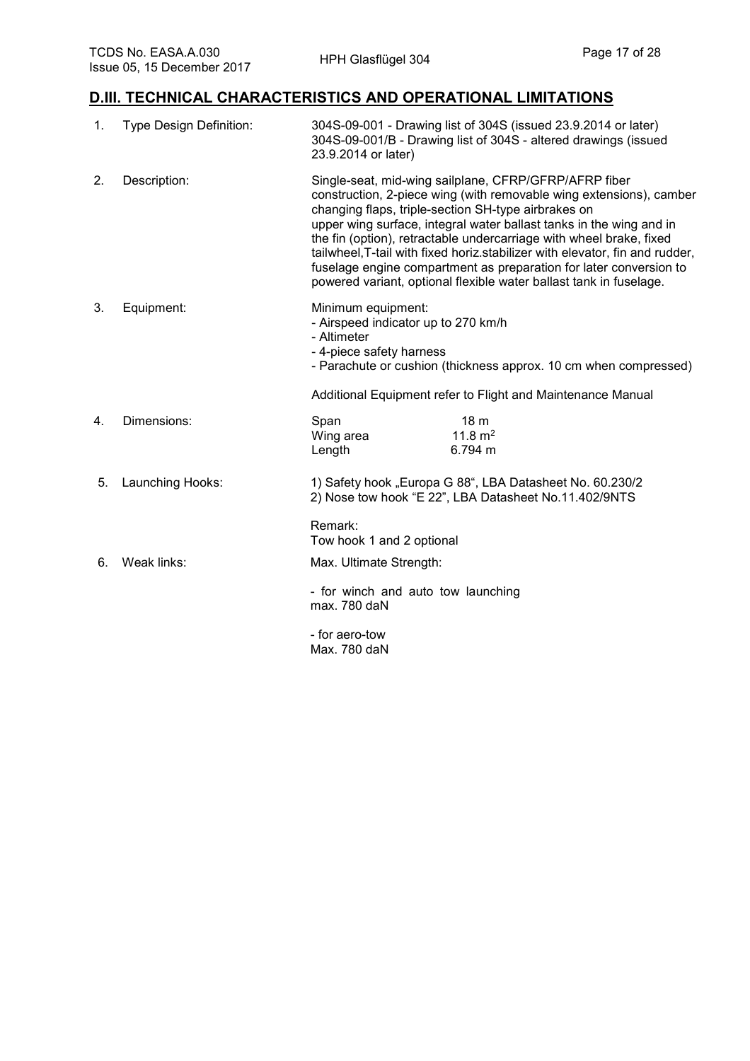## D.III. TECHNICAL CHARACTERISTICS AND OPERATIONAL LIMITATIONS

| | | |
|---|---|---|
| 1. | Type Design Definition: | 304S-09-001 - Drawing list of 304S (issued 23.9.2014 or later)<br>304S-09-001/B - Drawing list of 304S - altered drawings (issued 23.9.2014 or later) |
| 2. | Description: | Single-seat, mid-wing sailplane, CFRP/GFRP/AFRP fiber construction, 2-piece wing (with removable wing extensions), camber changing flaps, triple-section SH-type airbrakes on upper wing surface, integral water ballast tanks in the wing and in the fin (option), retractable undercarriage with wheel brake, fixed tailwheel,T-tail with fixed horiz.stabilizer with elevator, fin and rudder, fuselage engine compartment as preparation for later conversion to powered variant, optional flexible water ballast tank in fuselage. |
| 3. | Equipment: | Minimum equipment:<br>- Airspeed indicator up to 270 km/h<br>- Altimeter<br>- 4-piece safety harness<br>- Parachute or cushion (thickness approx. 10 cm when compressed)<br><br>Additional Equipment refer to Flight and Maintenance Manual |
| 4. | Dimensions: | Span 18 m<br>Wing area 11.8 m²<br>Length 6.794 m |
| 5. | Launching Hooks: | 1) Safety hook „Europa G 88“, LBA Datasheet No. 60.230/2<br>2) Nose tow hook “E 22”, LBA Datasheet No.11.402/9NTS<br><br>Remark:<br>Tow hook 1 and 2 optional |
| 6. | Weak links: | Max. Ultimate Strength:<br><br>- for winch and auto tow launching<br>max. 780 daN<br><br>- for aero-tow<br>Max. 780 daN |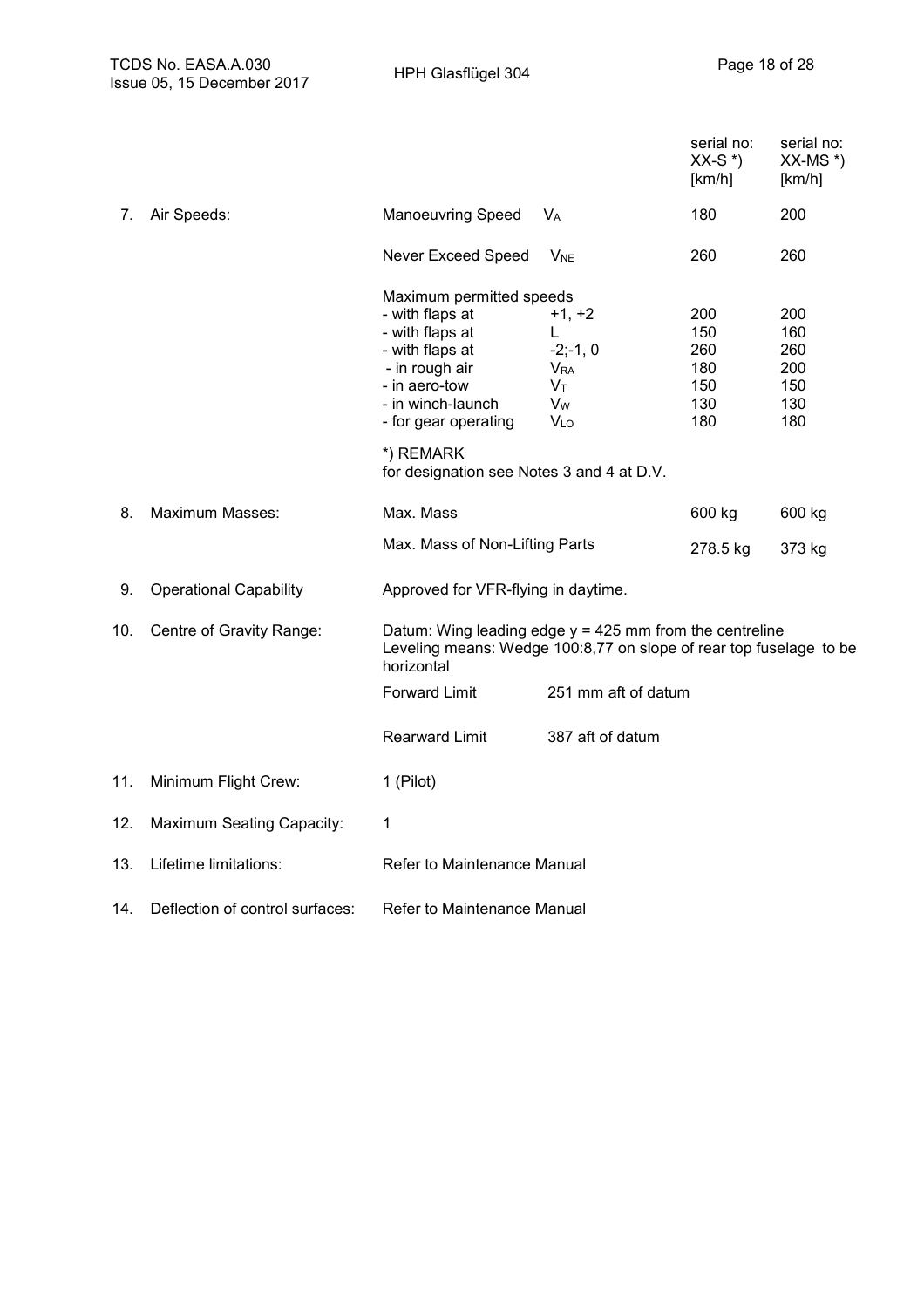| | | | | serial no: XX-S *) [km/h] | serial no: XX-MS *) [km/h] |
|---|---|---|---|---|---|
| 7. | Air Speeds: | Manoeuvring Speed | $V_A$ | 180 | 200 |
| | | Never Exceed Speed | $V_{NE}$ | 260 | 260 |
| | | Maximum permitted speeds | | | |
| | | - with flaps at | +1, +2 | 200 | 200 |
| | | - with flaps at | L | 150 | 160 |
| | | - with flaps at | -2;-1, 0 | 260 | 260 |
| | | - in rough air | $V_{RA}$ | 180 | 200 |
| | | - in aero-tow | $V_T$ | 150 | 150 |
| | | - in winch-launch | $V_W$ | 130 | 130 |
| | | - for gear operating | $V_{LO}$ | 180 | 180 |

*) REMARK
for designation see Notes 3 and 4 at D.V.

| | | | | |
|---|---|---|---|---|
| 8. | Maximum Masses: | Max. Mass | 600 kg | 600 kg |
| | | Max. Mass of Non-Lifting Parts | 278.5 kg | 373 kg |

9. Operational Capability: Approved for VFR-flying in daytime.

10. Centre of Gravity Range: Datum: Wing leading edge y = 425 mm from the centreline
Leveling means: Wedge 100:8,77 on slope of rear top fuselage to be horizontal

| | |
|---|---|
| Forward Limit | 251 mm aft of datum |
| Rearward Limit | 387 aft of datum |

11. Minimum Flight Crew: 1 (Pilot)

12. Maximum Seating Capacity: 1

13. Lifetime limitations: Refer to Maintenance Manual

14. Deflection of control surfaces: Refer to Maintenance Manual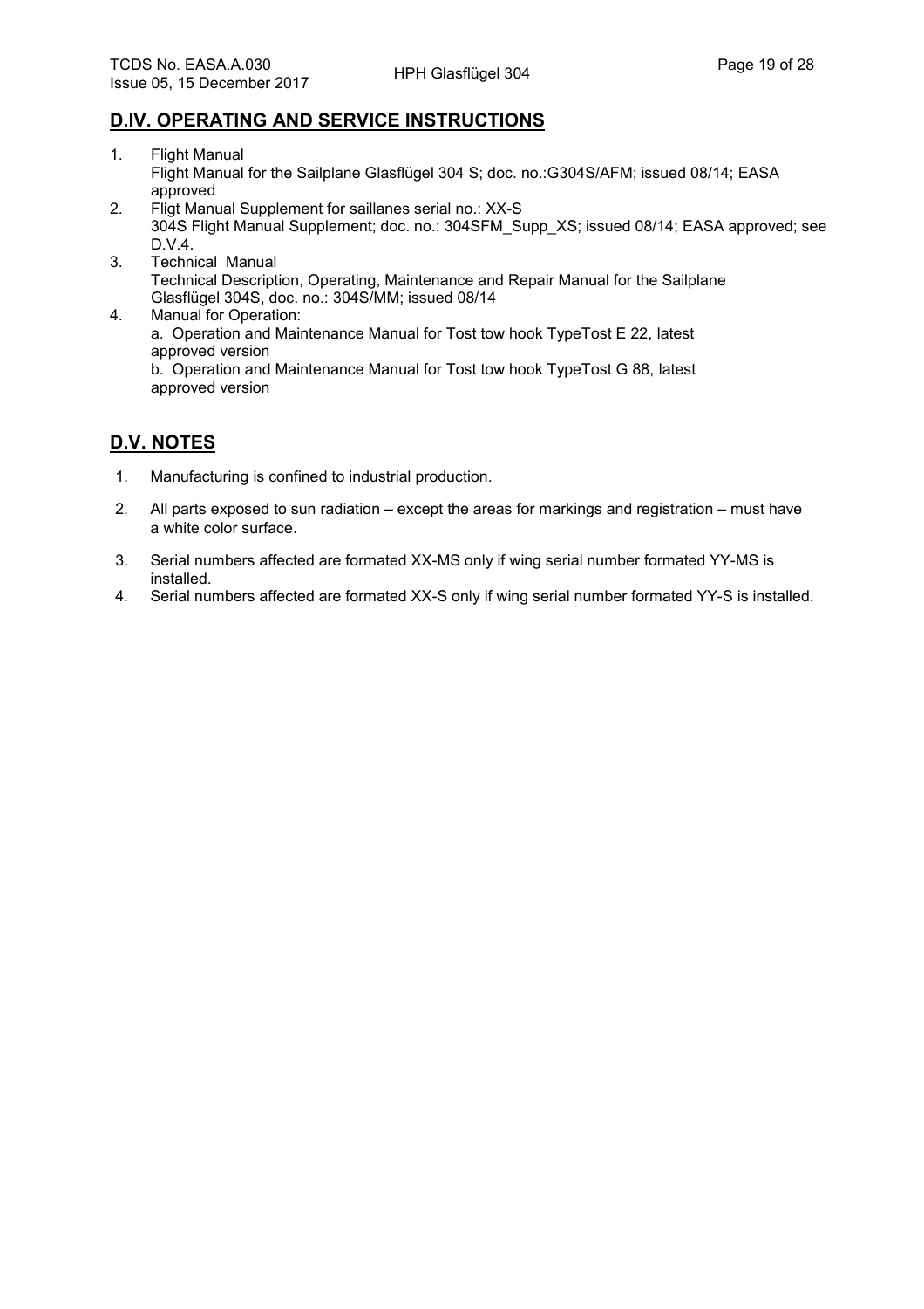## D.IV. OPERATING AND SERVICE INSTRUCTIONS

1. Flight Manual
   Flight Manual for the Sailplane Glasflügel 304 S; doc. no.:G304S/AFM; issued 08/14; EASA approved
2. Fligt Manual Supplement for saillanes serial no.: XX-S
   304S Flight Manual Supplement; doc. no.: 304SFM_Supp_XS; issued 08/14; EASA approved; see D.V.4.
3. Technical Manual
   Technical Description, Operating, Maintenance and Repair Manual for the Sailplane Glasflügel 304S, doc. no.: 304S/MM; issued 08/14
4. Manual for Operation:
   a. Operation and Maintenance Manual for Tost tow hook TypeTost E 22, latest approved version
   b. Operation and Maintenance Manual for Tost tow hook TypeTost G 88, latest approved version

## D.V. NOTES

1. Manufacturing is confined to industrial production.
2. All parts exposed to sun radiation – except the areas for markings and registration – must have a white color surface.
3. Serial numbers affected are formated XX-MS only if wing serial number formated YY-MS is installed.
4. Serial numbers affected are formated XX-S only if wing serial number formated YY-S is installed.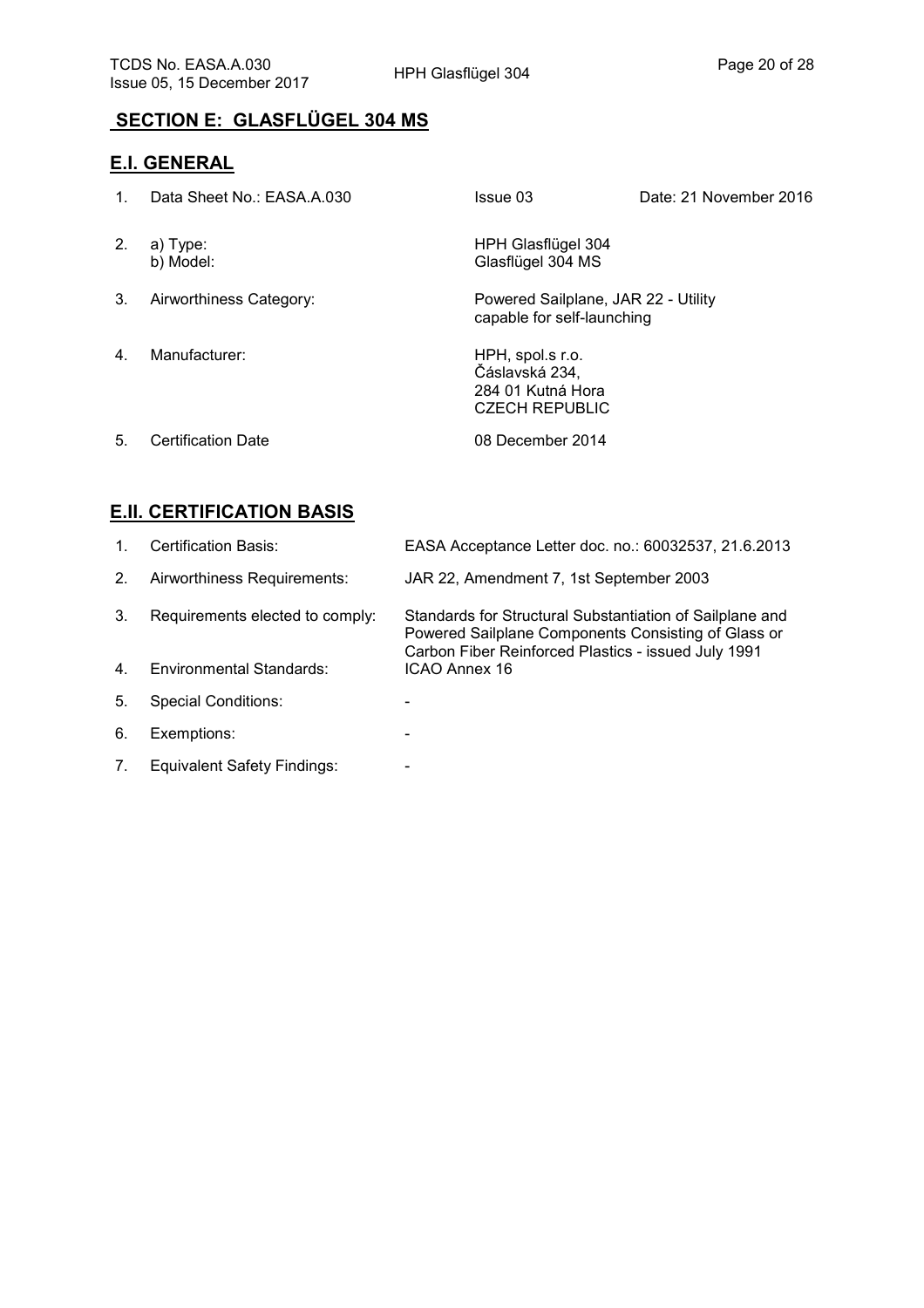## SECTION E: GLASFLÜGEL 304 MS

### E.I. GENERAL

| | | | |
|---|---|---|---|
| 1. | Data Sheet No.: EASA.A.030 | Issue 03 | Date: 21 November 2016 |
| 2. | a) Type:<br>b) Model: | HPH Glasflügel 304<br>Glasflügel 304 MS | |
| 3. | Airworthiness Category: | Powered Sailplane, JAR 22 - Utility capable for self-launching | |
| 4. | Manufacturer: | HPH, spol.s r.o.<br>Čáslavská 234,<br>284 01 Kutná Hora<br>CZECH REPUBLIC | |
| 5. | Certification Date | 08 December 2014 | |

### E.II. CERTIFICATION BASIS

| | | |
|---|---|---|
| 1. | Certification Basis: | EASA Acceptance Letter doc. no.: 60032537, 21.6.2013 |
| 2. | Airworthiness Requirements: | JAR 22, Amendment 7, 1st September 2003 |
| 3. | Requirements elected to comply: | Standards for Structural Substantiation of Sailplane and Powered Sailplane Components Consisting of Glass or Carbon Fiber Reinforced Plastics - issued July 1991 |
| 4. | Environmental Standards: | ICAO Annex 16 |
| 5. | Special Conditions: | - |
| 6. | Exemptions: | - |
| 7. | Equivalent Safety Findings: | - |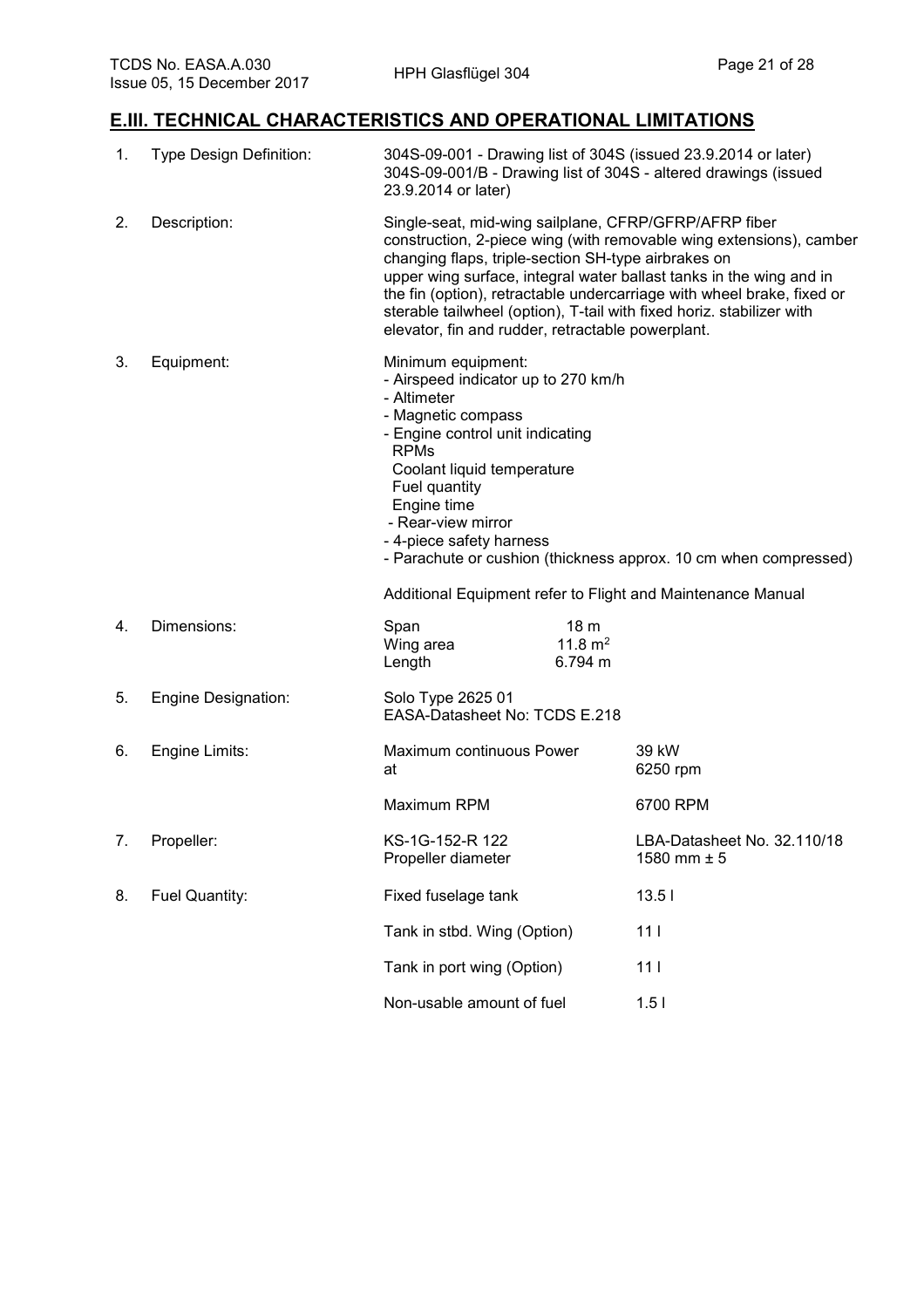## E.III. TECHNICAL CHARACTERISTICS AND OPERATIONAL LIMITATIONS

1. Type Design Definition: 304S-09-001 - Drawing list of 304S (issued 23.9.2014 or later)
   304S-09-001/B - Drawing list of 304S - altered drawings (issued 23.9.2014 or later)

2. Description: Single-seat, mid-wing sailplane, CFRP/GFRP/AFRP fiber construction, 2-piece wing (with removable wing extensions), camber changing flaps, triple-section SH-type airbrakes on upper wing surface, integral water ballast tanks in the wing and in the fin (option), retractable undercarriage with wheel brake, fixed or sterable tailwheel (option), T-tail with fixed horiz. stabilizer with elevator, fin and rudder, retractable powerplant.

3. Equipment: Minimum equipment:
   - Airspeed indicator up to 270 km/h
   - Altimeter
   - Magnetic compass
   - Engine control unit indicating
     RPMs
     Coolant liquid temperature
     Fuel quantity
     Engine time
   - Rear-view mirror
   - 4-piece safety harness
   - Parachute or cushion (thickness approx. 10 cm when compressed)

   Additional Equipment refer to Flight and Maintenance Manual

4. Dimensions:

| | |
|---|---|
| Span | 18 m |
| Wing area | 11.8 m$^2$ |
| Length | 6.794 m |

5. Engine Designation: Solo Type 2625 01
   EASA-Datasheet No: TCDS E.218

6. Engine Limits:

| | |
|---|---|
| Maximum continuous Power at | 39 kW 6250 rpm |
| Maximum RPM | 6700 RPM |

7. Propeller:

| | |
|---|---|
| KS-1G-152-R 122 | LBA-Datasheet No. 32.110/18 |
| Propeller diameter | 1580 mm ± 5 |

8. Fuel Quantity:

| | |
|---|---|
| Fixed fuselage tank | 13.5 l |
| Tank in stbd. Wing (Option) | 11 l |
| Tank in port wing (Option) | 11 l |
| Non-usable amount of fuel | 1.5 l |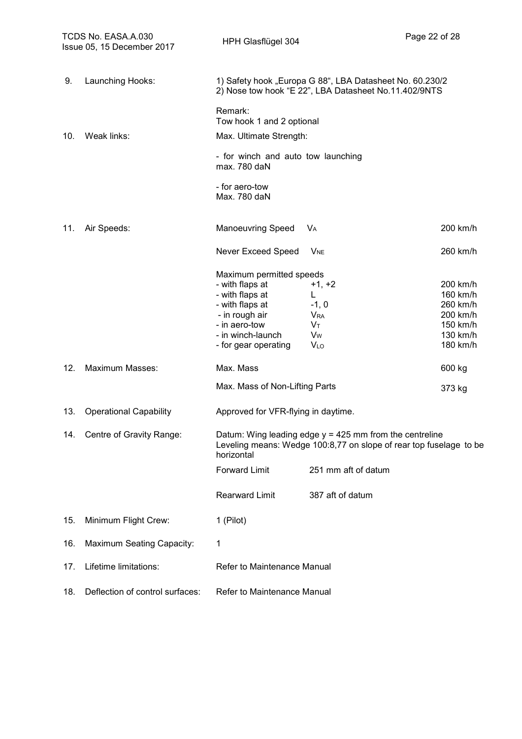| | | | | |
|---|---|---|---|---|
| 9. | Launching Hooks: | 1) Safety hook „Europa G 88", LBA Datasheet No. 60.230/2<br>2) Nose tow hook "E 22", LBA Datasheet No.11.402/9NTS<br><br>Remark:<br>Tow hook 1 and 2 optional | | |
| 10. | Weak links: | Max. Ultimate Strength:<br><br>- for winch and auto tow launching<br>max. 780 daN<br><br>- for aero-tow<br>Max. 780 daN | | |
| 11. | Air Speeds: | Manoeuvring Speed | $V_A$ | 200 km/h |
| | | Never Exceed Speed | $V_{NE}$ | 260 km/h |
| | | Maximum permitted speeds | | |
| | | - with flaps at | +1, +2 | 200 km/h |
| | | - with flaps at | L | 160 km/h |
| | | - with flaps at | -1, 0 | 260 km/h |
| | | - in rough air | $V_{RA}$ | 200 km/h |
| | | - in aero-tow | $V_T$ | 150 km/h |
| | | - in winch-launch | $V_W$ | 130 km/h |
| | | - for gear operating | $V_{LO}$ | 180 km/h |
| 12. | Maximum Masses: | Max. Mass | | 600 kg |
| | | Max. Mass of Non-Lifting Parts | | 373 kg |
| 13. | Operational Capability | Approved for VFR-flying in daytime. | | |
| 14. | Centre of Gravity Range: | Datum: Wing leading edge y = 425 mm from the centreline<br>Leveling means: Wedge 100:8,77 on slope of rear top fuselage to be horizontal | | |
| | | Forward Limit | 251 mm aft of datum | |
| | | Rearward Limit | 387 aft of datum | |
| 15. | Minimum Flight Crew: | 1 (Pilot) | | |
| 16. | Maximum Seating Capacity: | 1 | | |
| 17. | Lifetime limitations: | Refer to Maintenance Manual | | |
| 18. | Deflection of control surfaces: | Refer to Maintenance Manual | | |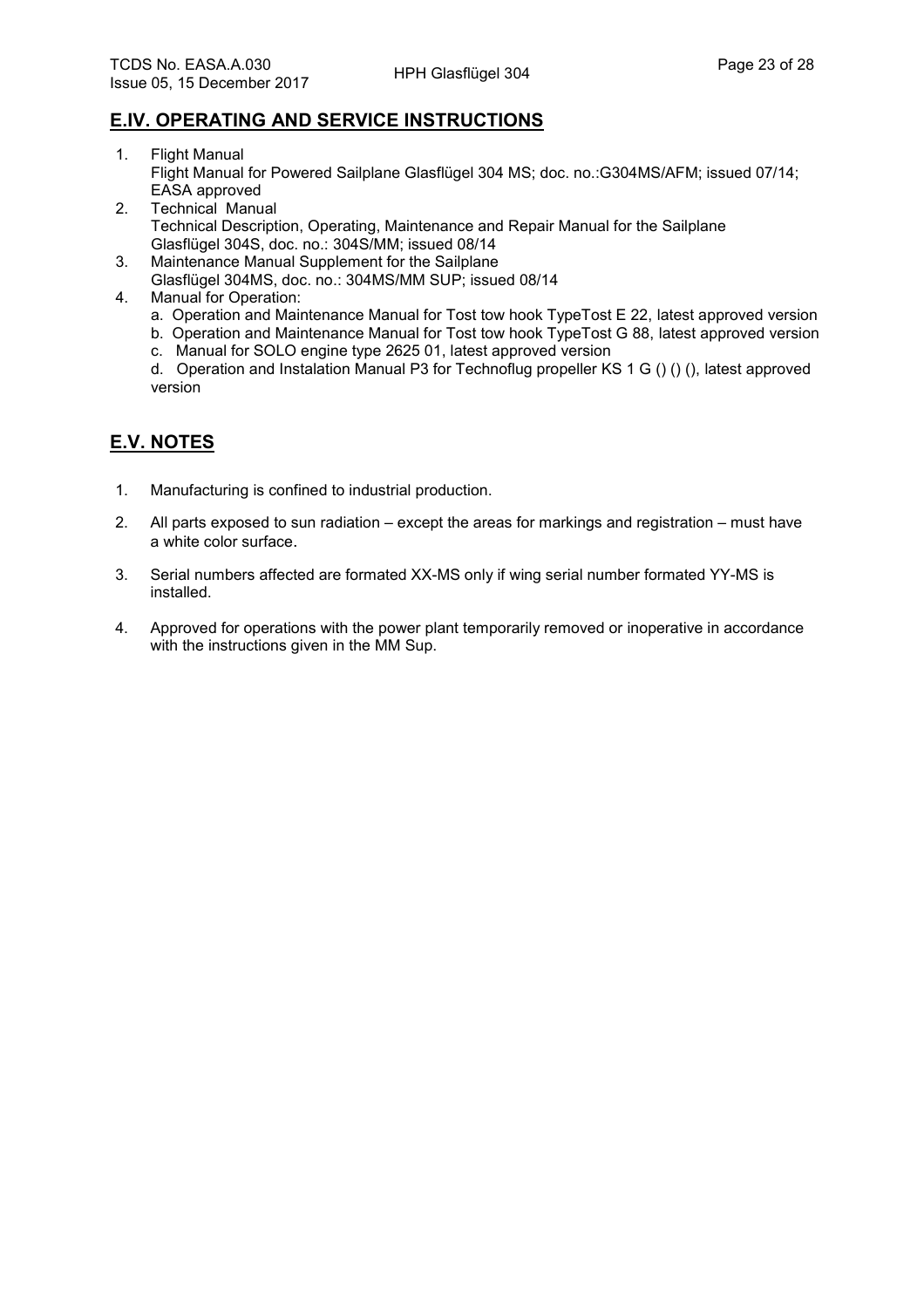## E.IV. OPERATING AND SERVICE INSTRUCTIONS

1. Flight Manual
   Flight Manual for Powered Sailplane Glasflügel 304 MS; doc. no.:G304MS/AFM; issued 07/14; EASA approved
2. Technical Manual
   Technical Description, Operating, Maintenance and Repair Manual for the Sailplane Glasflügel 304S, doc. no.: 304S/MM; issued 08/14
3. Maintenance Manual Supplement for the Sailplane
   Glasflügel 304MS, doc. no.: 304MS/MM SUP; issued 08/14
4. Manual for Operation:
   a. Operation and Maintenance Manual for Tost tow hook TypeTost E 22, latest approved version
   b. Operation and Maintenance Manual for Tost tow hook TypeTost G 88, latest approved version
   c. Manual for SOLO engine type 2625 01, latest approved version
   d. Operation and Instalation Manual P3 for Technoflug propeller KS 1 G () () (), latest approved version

## E.V. NOTES

1. Manufacturing is confined to industrial production.
2. All parts exposed to sun radiation – except the areas for markings and registration – must have a white color surface.
3. Serial numbers affected are formated XX-MS only if wing serial number formated YY-MS is installed.
4. Approved for operations with the power plant temporarily removed or inoperative in accordance with the instructions given in the MM Sup.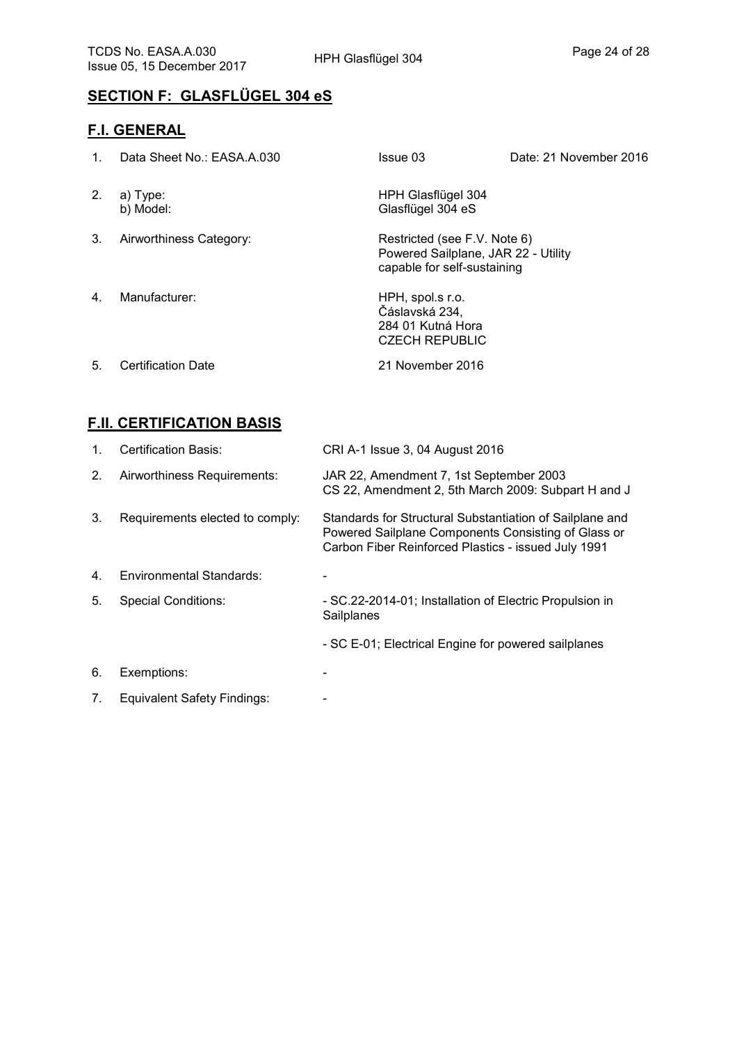## SECTION F: GLASFLÜGEL 304 eS

### F.I. GENERAL

| | | | |
|---|---|---|---|
| 1. | Data Sheet No.: EASA.A.030 | Issue 03 | Date: 21 November 2016 |
| 2. | a) Type:<br>b) Model: | HPH Glasflügel 304<br>Glasflügel 304 eS | |
| 3. | Airworthiness Category: | Restricted (see F.V. Note 6)<br>Powered Sailplane, JAR 22 - Utility capable for self-sustaining | |
| 4. | Manufacturer: | HPH, spol.s r.o.<br>Čáslavská 234,<br>284 01 Kutná Hora<br>CZECH REPUBLIC | |
| 5. | Certification Date | 21 November 2016 | |

### F.II. CERTIFICATION BASIS

| | | |
|---|---|---|
| 1. | Certification Basis: | CRI A-1 Issue 3, 04 August 2016 |
| 2. | Airworthiness Requirements: | JAR 22, Amendment 7, 1st September 2003<br>CS 22, Amendment 2, 5th March 2009: Subpart H and J |
| 3. | Requirements elected to comply: | Standards for Structural Substantiation of Sailplane and Powered Sailplane Components Consisting of Glass or Carbon Fiber Reinforced Plastics - issued July 1991 |
| 4. | Environmental Standards: | - |
| 5. | Special Conditions: | - SC.22-2014-01; Installation of Electric Propulsion in Sailplanes<br>- SC E-01; Electrical Engine for powered sailplanes |
| 6. | Exemptions: | - |
| 7. | Equivalent Safety Findings: | - |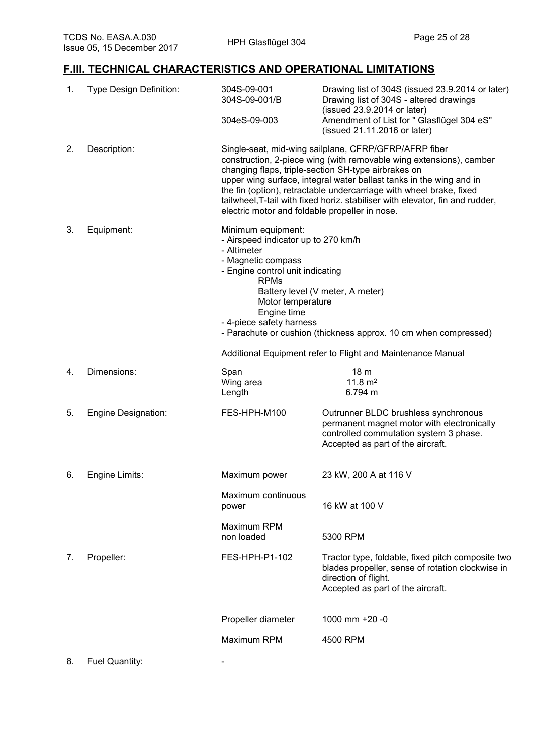## F.III. TECHNICAL CHARACTERISTICS AND OPERATIONAL LIMITATIONS

| | | | |
|---|---|---|---|
| 1. | Type Design Definition: | 304S-09-001 | Drawing list of 304S (issued 23.9.2014 or later) |
| | | 304S-09-001/B | Drawing list of 304S - altered drawings (issued 23.9.2014 or later) |
| | | 304eS-09-003 | Amendment of List for " Glasflügel 304 eS" (issued 21.11.2016 or later) |
| 2. | Description: | Single-seat, mid-wing sailplane, CFRP/GFRP/AFRP fiber construction, 2-piece wing (with removable wing extensions), camber changing flaps, triple-section SH-type airbrakes on upper wing surface, integral water ballast tanks in the wing and in the fin (option), retractable undercarriage with wheel brake, fixed tailwheel,T-tail with fixed horiz. stabiliser with elevator, fin and rudder, electric motor and foldable propeller in nose. | |
| 3. | Equipment: | Minimum equipment:<br>- Airspeed indicator up to 270 km/h<br>- Altimeter<br>- Magnetic compass<br>- Engine control unit indicating<br>RPMs<br>Battery level (V meter, A meter)<br>Motor temperature<br>Engine time<br>- 4-piece safety harness<br>- Parachute or cushion (thickness approx. 10 cm when compressed)<br><br>Additional Equipment refer to Flight and Maintenance Manual | |
| 4. | Dimensions: | Span | 18 m |
| | | Wing area | 11.8 m² |
| | | Length | 6.794 m |
| 5. | Engine Designation: | FES-HPH-M100 | Outrunner BLDC brushless synchronous permanent magnet motor with electronically controlled commutation system 3 phase. Accepted as part of the aircraft. |
| 6. | Engine Limits: | Maximum power | 23 kW, 200 A at 116 V |
| | | Maximum continuous power | 16 kW at 100 V |
| | | Maximum RPM non loaded | 5300 RPM |
| 7. | Propeller: | FES-HPH-P1-102 | Tractor type, foldable, fixed pitch composite two blades propeller, sense of rotation clockwise in direction of flight. Accepted as part of the aircraft. |
| | | Propeller diameter | 1000 mm +20 -0 |
| | | Maximum RPM | 4500 RPM |
| 8. | Fuel Quantity: | - | |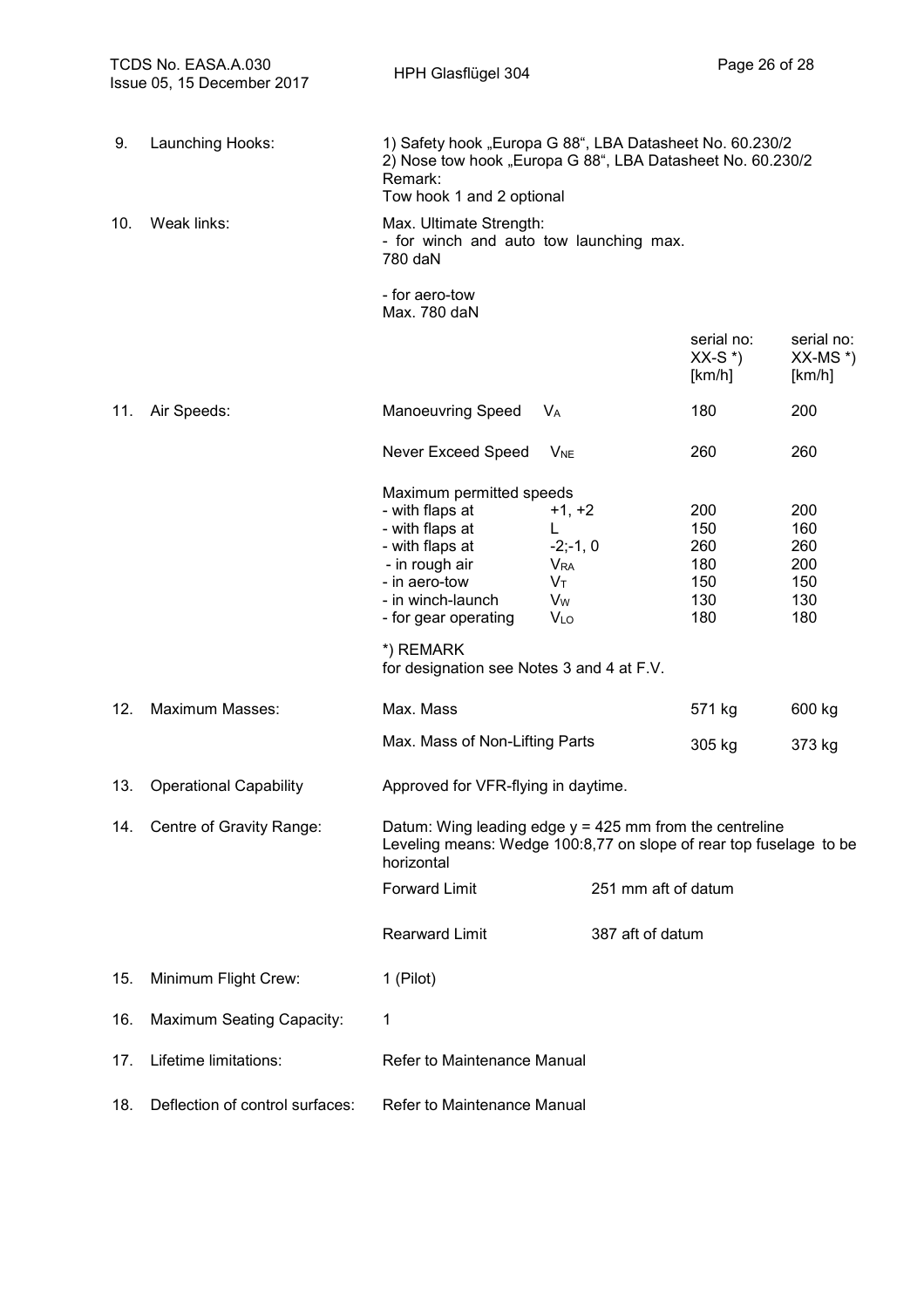| | | | | | |
|---|---|---|---|---|---|
| 9. | Launching Hooks: | 1) Safety hook „Europa G 88“, LBA Datasheet No. 60.230/2<br>2) Nose tow hook „Europa G 88“, LBA Datasheet No. 60.230/2<br>Remark:<br>Tow hook 1 and 2 optional | | | |
| 10. | Weak links: | Max. Ultimate Strength:<br>- for winch and auto tow launching max. 780 daN<br><br>- for aero-tow<br>Max. 780 daN | | | |
| | | | | serial no: XX-S *) [km/h] | serial no: XX-MS *) [km/h] |
| 11. | Air Speeds: | Manoeuvring Speed | $V_A$ | 180 | 200 |
| | | Never Exceed Speed | $V_{NE}$ | 260 | 260 |
| | | Maximum permitted speeds | | | |
| | | - with flaps at | +1, +2 | 200 | 200 |
| | | - with flaps at | L | 150 | 160 |
| | | - with flaps at | -2;-1, 0 | 260 | 260 |
| | | - in rough air | $V_{RA}$ | 180 | 200 |
| | | - in aero-tow | $V_T$ | 150 | 150 |
| | | - in winch-launch | $V_W$ | 130 | 130 |
| | | - for gear operating | $V_{LO}$ | 180 | 180 |
| | | *) REMARK<br>for designation see Notes 3 and 4 at F.V. | | | |
| 12. | Maximum Masses: | Max. Mass | | 571 kg | 600 kg |
| | | Max. Mass of Non-Lifting Parts | | 305 kg | 373 kg |
| 13. | Operational Capability | Approved for VFR-flying in daytime. | | | |
| 14. | Centre of Gravity Range: | Datum: Wing leading edge y = 425 mm from the centreline<br>Leveling means: Wedge 100:8,77 on slope of rear top fuselage to be horizontal | | | |
| | | Forward Limit | 251 mm aft of datum | | |
| | | Rearward Limit | 387 aft of datum | | |
| 15. | Minimum Flight Crew: | 1 (Pilot) | | | |
| 16. | Maximum Seating Capacity: | 1 | | | |
| 17. | Lifetime limitations: | Refer to Maintenance Manual | | | |
| 18. | Deflection of control surfaces: | Refer to Maintenance Manual | | | |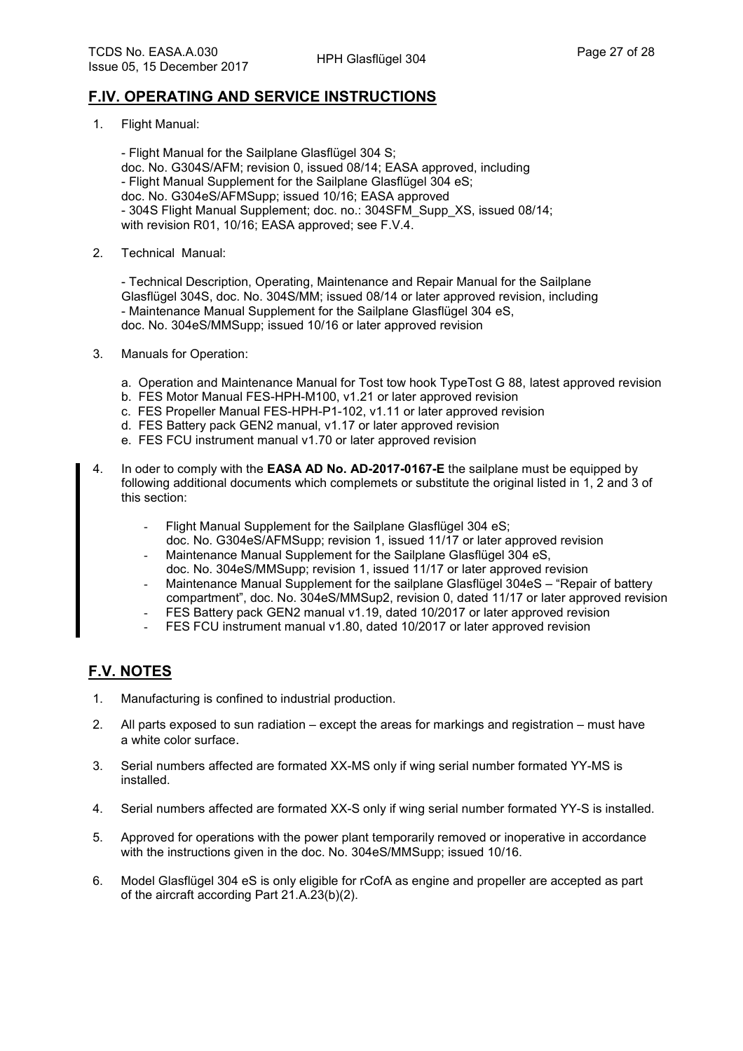## F.IV. OPERATING AND SERVICE INSTRUCTIONS

1. Flight Manual:

   - Flight Manual for the Sailplane Glasflügel 304 S;
   doc. No. G304S/AFM; revision 0, issued 08/14; EASA approved, including
   - Flight Manual Supplement for the Sailplane Glasflügel 304 eS;
   doc. No. G304eS/AFMSupp; issued 10/16; EASA approved
   - 304S Flight Manual Supplement; doc. no.: 304SFM_Supp_XS, issued 08/14;
   with revision R01, 10/16; EASA approved; see F.V.4.

2. Technical Manual:

   - Technical Description, Operating, Maintenance and Repair Manual for the Sailplane Glasflügel 304S, doc. No. 304S/MM; issued 08/14 or later approved revision, including
   - Maintenance Manual Supplement for the Sailplane Glasflügel 304 eS,
   doc. No. 304eS/MMSupp; issued 10/16 or later approved revision

3. Manuals for Operation:

   a. Operation and Maintenance Manual for Tost tow hook TypeTost G 88, latest approved revision
   b. FES Motor Manual FES-HPH-M100, v1.21 or later approved revision
   c. FES Propeller Manual FES-HPH-P1-102, v1.11 or later approved revision
   d. FES Battery pack GEN2 manual, v1.17 or later approved revision
   e. FES FCU instrument manual v1.70 or later approved revision

4. In oder to comply with the **EASA AD No. AD-2017-0167-E** the sailplane must be equipped by following additional documents which complemets or substitute the original listed in 1, 2 and 3 of this section:

   - Flight Manual Supplement for the Sailplane Glasflügel 304 eS;
   doc. No. G304eS/AFMSupp; revision 1, issued 11/17 or later approved revision
   - Maintenance Manual Supplement for the Sailplane Glasflügel 304 eS,
   doc. No. 304eS/MMSupp; revision 1, issued 11/17 or later approved revision
   - Maintenance Manual Supplement for the sailplane Glasflügel 304eS – "Repair of battery compartment", doc. No. 304eS/MMSup2, revision 0, dated 11/17 or later approved revision
   - FES Battery pack GEN2 manual v1.19, dated 10/2017 or later approved revision
   - FES FCU instrument manual v1.80, dated 10/2017 or later approved revision

## F.V. NOTES

1. Manufacturing is confined to industrial production.

2. All parts exposed to sun radiation – except the areas for markings and registration – must have a white color surface.

3. Serial numbers affected are formated XX-MS only if wing serial number formated YY-MS is installed.

4. Serial numbers affected are formated XX-S only if wing serial number formated YY-S is installed.

5. Approved for operations with the power plant temporarily removed or inoperative in accordance with the instructions given in the doc. No. 304eS/MMSupp; issued 10/16.

6. Model Glasflügel 304 eS is only eligible for rCofA as engine and propeller are accepted as part of the aircraft according Part 21.A.23(b)(2).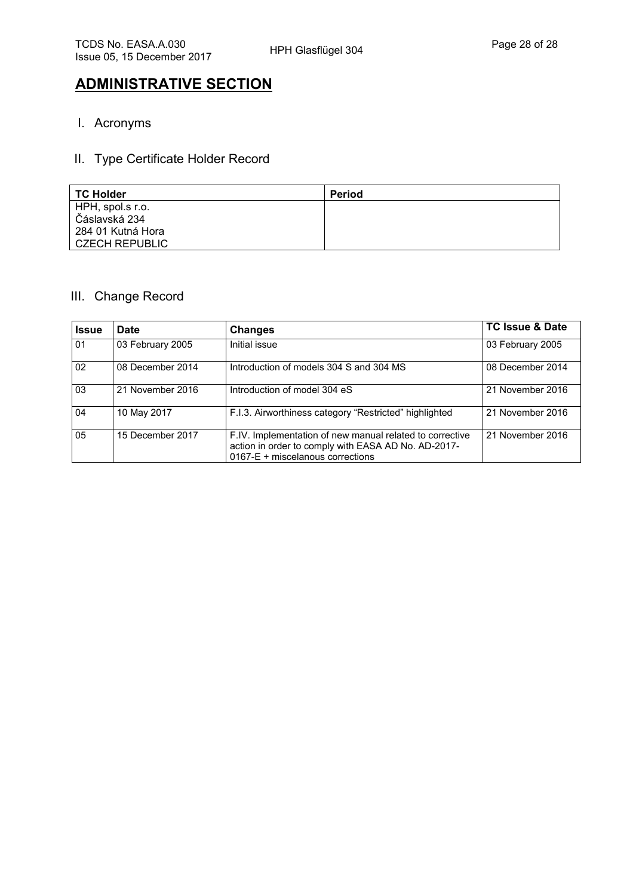# ADMINISTRATIVE SECTION

I. Acronyms

II. Type Certificate Holder Record

| TC Holder | Period |
| --- | --- |
| HPH, spol.s r.o.<br>Čáslavská 234<br>284 01 Kutná Hora<br>CZECH REPUBLIC | |

III. Change Record

| Issue | Date | Changes | TC Issue & Date |
| --- | --- | --- | --- |
| 01 | 03 February 2005 | Initial issue | 03 February 2005 |
| 02 | 08 December 2014 | Introduction of models 304 S and 304 MS | 08 December 2014 |
| 03 | 21 November 2016 | Introduction of model 304 eS | 21 November 2016 |
| 04 | 10 May 2017 | F.I.3. Airworthiness category "Restricted" highlighted | 21 November 2016 |
| 05 | 15 December 2017 | F.IV. Implementation of new manual related to corrective action in order to comply with EASA AD No. AD-2017-0167-E + miscelanous corrections | 21 November 2016 |